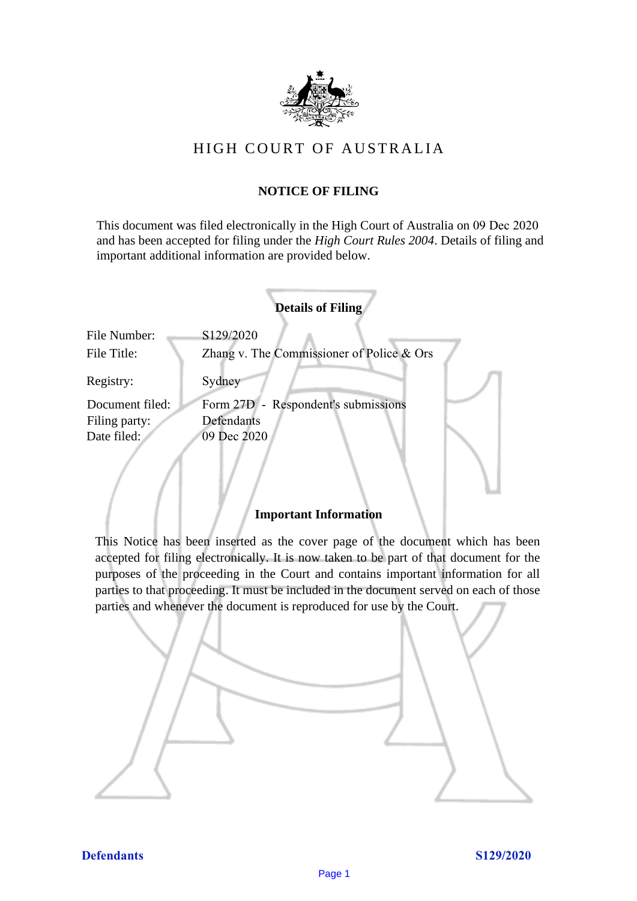# HIGH COURT OF AUSTRALIA

## NOTICE OF FILING

This document was filed electronically in the High Court of Australia on 09 Dec 2020 and has been accepted for filing under the *High Court Rules 2004*. Details of filing and important additional information are provided below.

### Details of Filing

| | |
|---|---|
| File Number: | S129/2020 |
| File Title: | Zhang v. The Commissioner of Police & Ors |
| Registry: | Sydney |
| Document filed: | Form 27D - Respondent's submissions |
| Filing party: | Defendants |
| Date filed: | 09 Dec 2020 |

### Important Information

This Notice has been inserted as the cover page of the document which has been accepted for filing electronically. It is now taken to be part of that document for the purposes of the proceeding in the Court and contains important information for all parties to that proceeding. It must be included in the document served on each of those parties and whenever the document is reproduced for use by the Court.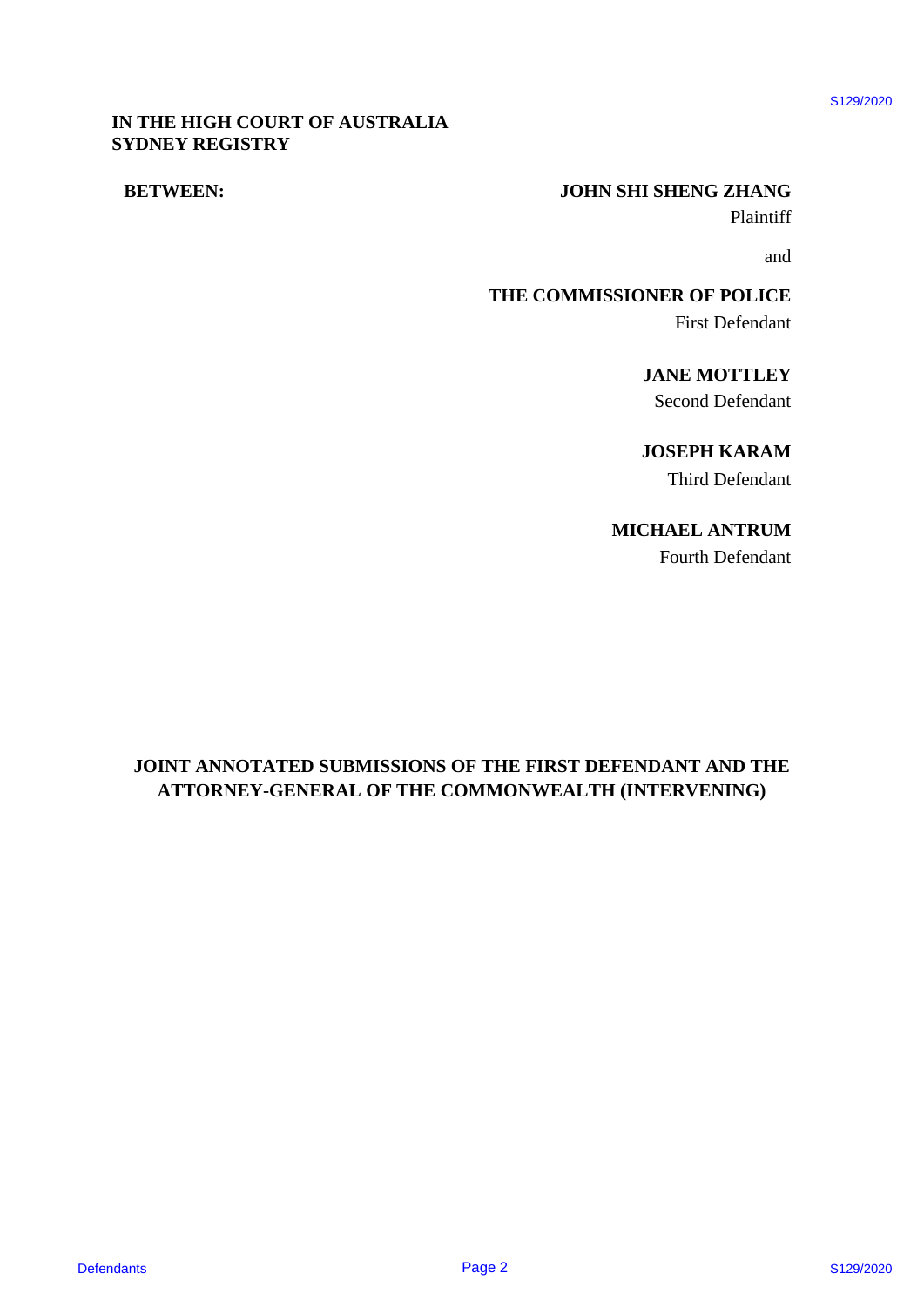**IN THE HIGH COURT OF AUSTRALIA**
**SYDNEY REGISTRY**

**BETWEEN:**

**JOHN SHI SHENG ZHANG**
Plaintiff

and

**THE COMMISSIONER OF POLICE**
First Defendant

**JANE MOTTLEY**
Second Defendant

**JOSEPH KARAM**
Third Defendant

**MICHAEL ANTRUM**
Fourth Defendant

**JOINT ANNOTATED SUBMISSIONS OF THE FIRST DEFENDANT AND THE ATTORNEY-GENERAL OF THE COMMONWEALTH (INTERVENING)**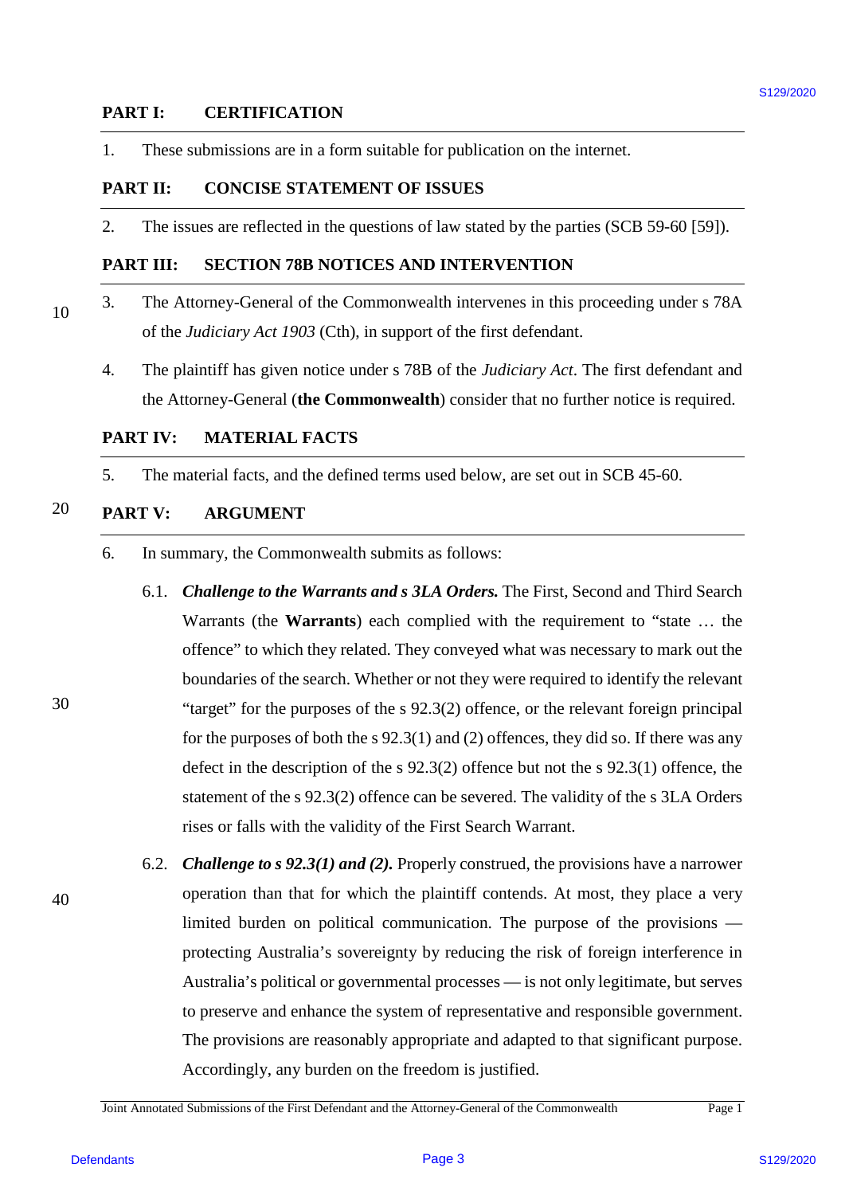## PART I: CERTIFICATION

1. These submissions are in a form suitable for publication on the internet.

## PART II: CONCISE STATEMENT OF ISSUES

2. The issues are reflected in the questions of law stated by the parties (SCB 59-60 [59]).

## PART III: SECTION 78B NOTICES AND INTERVENTION

3. The Attorney-General of the Commonwealth intervenes in this proceeding under s 78A of the *Judiciary Act 1903* (Cth), in support of the first defendant.

4. The plaintiff has given notice under s 78B of the *Judiciary Act*. The first defendant and the Attorney-General (**the Commonwealth**) consider that no further notice is required.

## PART IV: MATERIAL FACTS

5. The material facts, and the defined terms used below, are set out in SCB 45-60.

## PART V: ARGUMENT

6. In summary, the Commonwealth submits as follows:

   6.1. ***Challenge to the Warrants and s 3LA Orders.*** The First, Second and Third Search Warrants (the **Warrants**) each complied with the requirement to "state … the offence" to which they related. They conveyed what was necessary to mark out the boundaries of the search. Whether or not they were required to identify the relevant "target" for the purposes of the s 92.3(2) offence, or the relevant foreign principal for the purposes of both the s 92.3(1) and (2) offences, they did so. If there was any defect in the description of the s 92.3(2) offence but not the s 92.3(1) offence, the statement of the s 92.3(2) offence can be severed. The validity of the s 3LA Orders rises or falls with the validity of the First Search Warrant.

   6.2. ***Challenge to s 92.3(1) and (2).*** Properly construed, the provisions have a narrower operation than that for which the plaintiff contends. At most, they place a very limited burden on political communication. The purpose of the provisions — protecting Australia's sovereignty by reducing the risk of foreign interference in Australia's political or governmental processes — is not only legitimate, but serves to preserve and enhance the system of representative and responsible government. The provisions are reasonably appropriate and adapted to that significant purpose. Accordingly, any burden on the freedom is justified.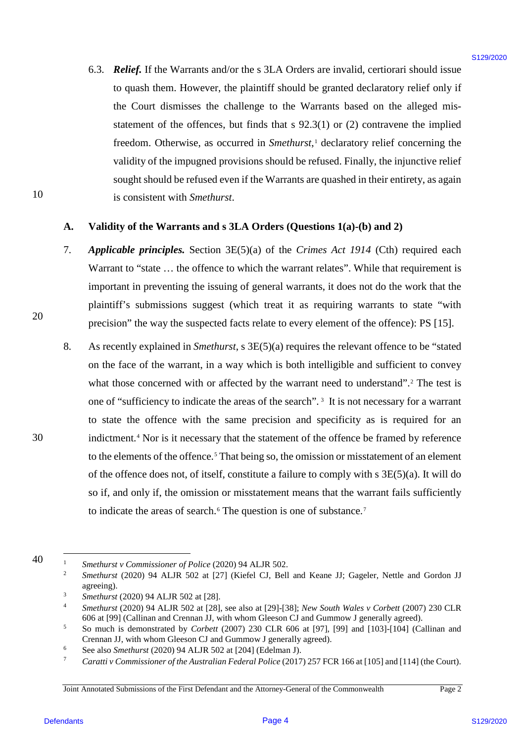6.3. ***Relief.*** If the Warrants and/or the s 3LA Orders are invalid, certiorari should issue to quash them. However, the plaintiff should be granted declaratory relief only if the Court dismisses the challenge to the Warrants based on the alleged mis-statement of the offences, but finds that s 92.3(1) or (2) contravene the implied freedom. Otherwise, as occurred in *Smethurst*,[1] declaratory relief concerning the validity of the impugned provisions should be refused. Finally, the injunctive relief sought should be refused even if the Warrants are quashed in their entirety, as again is consistent with *Smethurst*.

## A. Validity of the Warrants and s 3LA Orders (Questions 1(a)-(b) and 2)

7. ***Applicable principles.*** Section 3E(5)(a) of the *Crimes Act 1914* (Cth) required each Warrant to "state … the offence to which the warrant relates". While that requirement is important in preventing the issuing of general warrants, it does not do the work that the plaintiff's submissions suggest (which treat it as requiring warrants to state "with precision" the way the suspected facts relate to every element of the offence): PS [15].

8. As recently explained in *Smethurst*, s 3E(5)(a) requires the relevant offence to be "stated on the face of the warrant, in a way which is both intelligible and sufficient to convey what those concerned with or affected by the warrant need to understand".[2] The test is one of "sufficiency to indicate the areas of the search".[3] It is not necessary for a warrant to state the offence with the same precision and specificity as is required for an indictment.[4] Nor is it necessary that the statement of the offence be framed by reference to the elements of the offence.[5] That being so, the omission or misstatement of an element of the offence does not, of itself, constitute a failure to comply with s 3E(5)(a). It will do so if, and only if, the omission or misstatement means that the warrant fails sufficiently to indicate the areas of search.[6] The question is one of substance.[7]

---

[1] *Smethurst v Commissioner of Police* (2020) 94 ALJR 502.

[2] *Smethurst* (2020) 94 ALJR 502 at [27] (Kiefel CJ, Bell and Keane JJ; Gageler, Nettle and Gordon JJ agreeing).

[3] *Smethurst* (2020) 94 ALJR 502 at [28].

[4] *Smethurst* (2020) 94 ALJR 502 at [28], see also at [29]-[38]; *New South Wales v Corbett* (2007) 230 CLR 606 at [99] (Callinan and Crennan JJ, with whom Gleeson CJ and Gummow J generally agreed).

[5] So much is demonstrated by *Corbett* (2007) 230 CLR 606 at [97], [99] and [103]-[104] (Callinan and Crennan JJ, with whom Gleeson CJ and Gummow J generally agreed).

[6] See also *Smethurst* (2020) 94 ALJR 502 at [204] (Edelman J).

[7] *Caratti v Commissioner of the Australian Federal Police* (2017) 257 FCR 166 at [105] and [114] (the Court).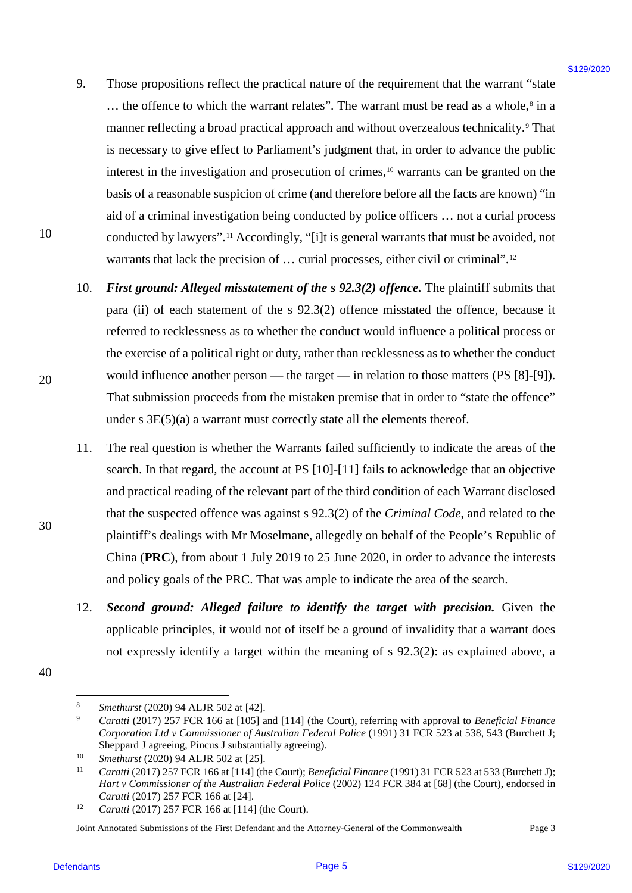9. Those propositions reflect the practical nature of the requirement that the warrant "state … the offence to which the warrant relates". The warrant must be read as a whole,[8] in a manner reflecting a broad practical approach and without overzealous technicality.[9] That is necessary to give effect to Parliament's judgment that, in order to advance the public interest in the investigation and prosecution of crimes,[10] warrants can be granted on the basis of a reasonable suspicion of crime (and therefore before all the facts are known) "in aid of a criminal investigation being conducted by police officers … not a curial process conducted by lawyers".[11] Accordingly, "[i]t is general warrants that must be avoided, not warrants that lack the precision of … curial processes, either civil or criminal".[12]

10. ***First ground: Alleged misstatement of the s 92.3(2) offence.*** The plaintiff submits that para (ii) of each statement of the s 92.3(2) offence misstated the offence, because it referred to recklessness as to whether the conduct would influence a political process or the exercise of a political right or duty, rather than recklessness as to whether the conduct would influence another person — the target — in relation to those matters (PS [8]-[9]). That submission proceeds from the mistaken premise that in order to "state the offence" under s 3E(5)(a) a warrant must correctly state all the elements thereof.

11. The real question is whether the Warrants failed sufficiently to indicate the areas of the search. In that regard, the account at PS [10]-[11] fails to acknowledge that an objective and practical reading of the relevant part of the third condition of each Warrant disclosed that the suspected offence was against s 92.3(2) of the *Criminal Code*, and related to the plaintiff's dealings with Mr Moselmane, allegedly on behalf of the People's Republic of China (**PRC**), from about 1 July 2019 to 25 June 2020, in order to advance the interests and policy goals of the PRC. That was ample to indicate the area of the search.

12. ***Second ground: Alleged failure to identify the target with precision.*** Given the applicable principles, it would not of itself be a ground of invalidity that a warrant does not expressly identify a target within the meaning of s 92.3(2): as explained above, a

---

[8] *Smethurst* (2020) 94 ALJR 502 at [42].

[9] *Caratti* (2017) 257 FCR 166 at [105] and [114] (the Court), referring with approval to *Beneficial Finance Corporation Ltd v Commissioner of Australian Federal Police* (1991) 31 FCR 523 at 538, 543 (Burchett J; Sheppard J agreeing, Pincus J substantially agreeing).

[10] *Smethurst* (2020) 94 ALJR 502 at [25].

[11] *Caratti* (2017) 257 FCR 166 at [114] (the Court); *Beneficial Finance* (1991) 31 FCR 523 at 533 (Burchett J); *Hart v Commissioner of the Australian Federal Police* (2002) 124 FCR 384 at [68] (the Court), endorsed in *Caratti* (2017) 257 FCR 166 at [24].

[12] *Caratti* (2017) 257 FCR 166 at [114] (the Court).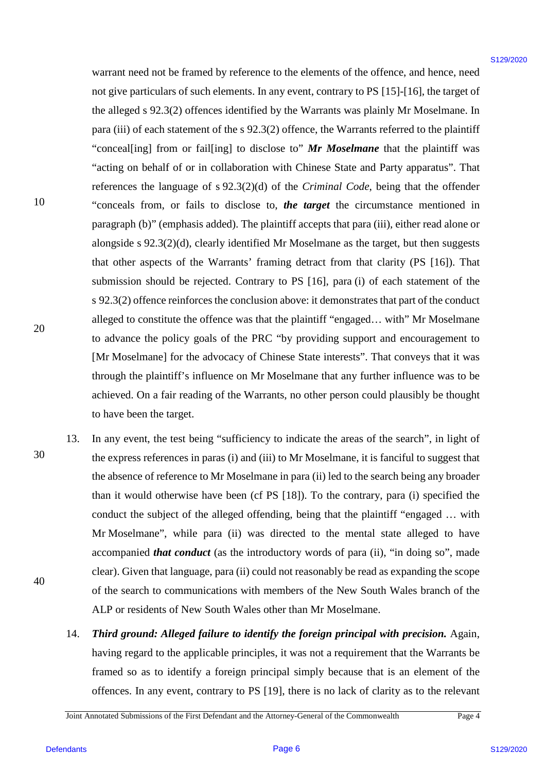warrant need not be framed by reference to the elements of the offence, and hence, need not give particulars of such elements. In any event, contrary to PS [15]-[16], the target of the alleged s 92.3(2) offences identified by the Warrants was plainly Mr Moselmane. In para (iii) of each statement of the s 92.3(2) offence, the Warrants referred to the plaintiff "conceal[ing] from or fail[ing] to disclose to" ***Mr Moselmane*** that the plaintiff was "acting on behalf of or in collaboration with Chinese State and Party apparatus". That references the language of s 92.3(2)(d) of the *Criminal Code*, being that the offender "conceals from, or fails to disclose to, ***the target*** the circumstance mentioned in paragraph (b)" (emphasis added). The plaintiff accepts that para (iii), either read alone or alongside s 92.3(2)(d), clearly identified Mr Moselmane as the target, but then suggests that other aspects of the Warrants' framing detract from that clarity (PS [16]). That submission should be rejected. Contrary to PS [16], para (i) of each statement of the s 92.3(2) offence reinforces the conclusion above: it demonstrates that part of the conduct alleged to constitute the offence was that the plaintiff "engaged… with" Mr Moselmane to advance the policy goals of the PRC "by providing support and encouragement to [Mr Moselmane] for the advocacy of Chinese State interests". That conveys that it was through the plaintiff's influence on Mr Moselmane that any further influence was to be achieved. On a fair reading of the Warrants, no other person could plausibly be thought to have been the target.

13. In any event, the test being "sufficiency to indicate the areas of the search", in light of the express references in paras (i) and (iii) to Mr Moselmane, it is fanciful to suggest that the absence of reference to Mr Moselmane in para (ii) led to the search being any broader than it would otherwise have been (cf PS [18]). To the contrary, para (i) specified the conduct the subject of the alleged offending, being that the plaintiff "engaged … with Mr Moselmane", while para (ii) was directed to the mental state alleged to have accompanied ***that conduct*** (as the introductory words of para (ii), "in doing so", made clear). Given that language, para (ii) could not reasonably be read as expanding the scope of the search to communications with members of the New South Wales branch of the ALP or residents of New South Wales other than Mr Moselmane.

14. ***Third ground: Alleged failure to identify the foreign principal with precision.*** Again, having regard to the applicable principles, it was not a requirement that the Warrants be framed so as to identify a foreign principal simply because that is an element of the offences. In any event, contrary to PS [19], there is no lack of clarity as to the relevant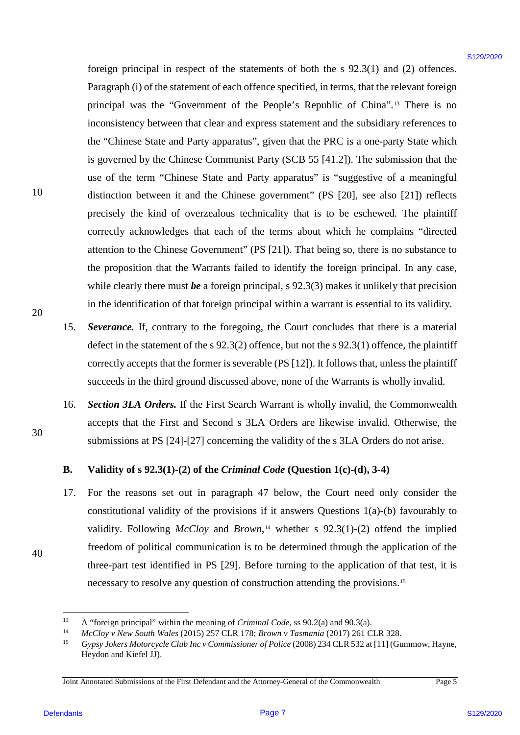foreign principal in respect of the statements of both the s 92.3(1) and (2) offences. Paragraph (i) of the statement of each offence specified, in terms, that the relevant foreign principal was the "Government of the People's Republic of China".[13] There is no inconsistency between that clear and express statement and the subsidiary references to the "Chinese State and Party apparatus", given that the PRC is a one-party State which is governed by the Chinese Communist Party (SCB 55 [41.2]). The submission that the use of the term "Chinese State and Party apparatus" is "suggestive of a meaningful distinction between it and the Chinese government" (PS [20], see also [21]) reflects precisely the kind of overzealous technicality that is to be eschewed. The plaintiff correctly acknowledges that each of the terms about which he complains "directed attention to the Chinese Government" (PS [21]). That being so, there is no substance to the proposition that the Warrants failed to identify the foreign principal. In any case, while clearly there must ***be*** a foreign principal, s 92.3(3) makes it unlikely that precision in the identification of that foreign principal within a warrant is essential to its validity.

15. ***Severance.*** If, contrary to the foregoing, the Court concludes that there is a material defect in the statement of the s 92.3(2) offence, but not the s 92.3(1) offence, the plaintiff correctly accepts that the former is severable (PS [12]). It follows that, unless the plaintiff succeeds in the third ground discussed above, none of the Warrants is wholly invalid.

16. ***Section 3LA Orders.*** If the First Search Warrant is wholly invalid, the Commonwealth accepts that the First and Second s 3LA Orders are likewise invalid. Otherwise, the submissions at PS [24]-[27] concerning the validity of the s 3LA Orders do not arise.

## B. Validity of s 92.3(1)-(2) of the *Criminal Code* (Question 1(c)-(d), 3-4)

17. For the reasons set out in paragraph 47 below, the Court need only consider the constitutional validity of the provisions if it answers Questions 1(a)-(b) favourably to validity. Following *McCloy* and *Brown*,[14] whether s 92.3(1)-(2) offend the implied freedom of political communication is to be determined through the application of the three-part test identified in PS [29]. Before turning to the application of that test, it is necessary to resolve any question of construction attending the provisions.[15]

---

[13] A "foreign principal" within the meaning of *Criminal Code*, ss 90.2(a) and 90.3(a).

[14] *McCloy v New South Wales* (2015) 257 CLR 178; *Brown v Tasmania* (2017) 261 CLR 328.

[15] *Gypsy Jokers Motorcycle Club Inc v Commissioner of Police* (2008) 234 CLR 532 at [11] (Gummow, Hayne, Heydon and Kiefel JJ).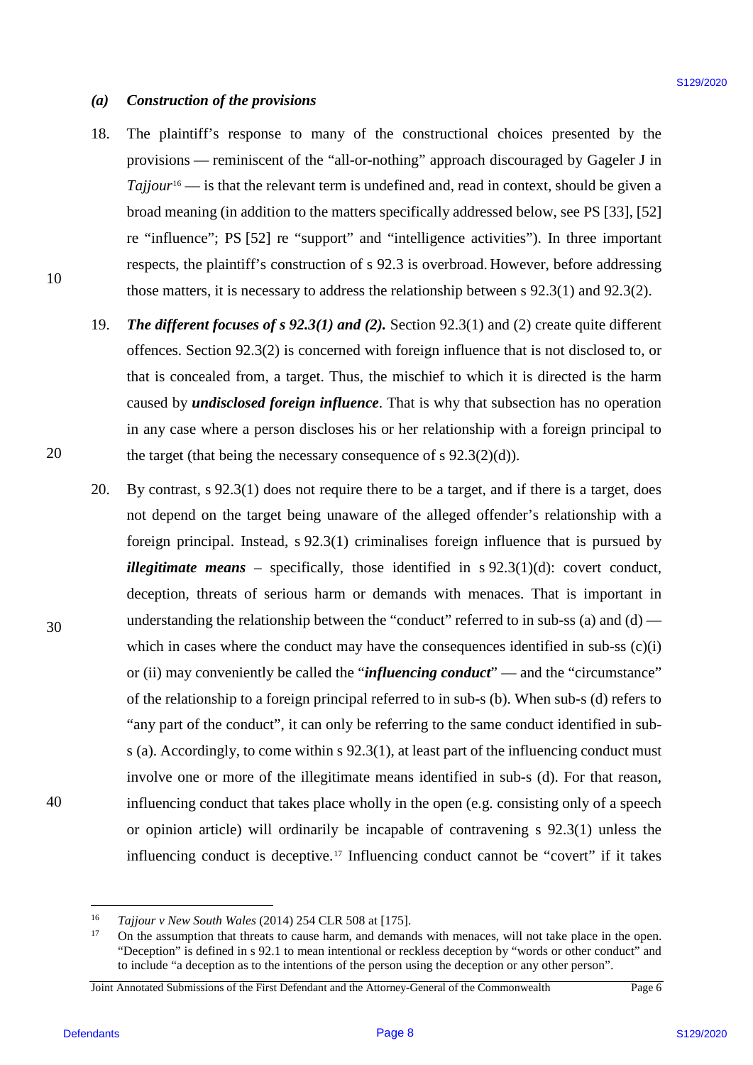### *(a) Construction of the provisions*

18. The plaintiff's response to many of the constructional choices presented by the provisions — reminiscent of the "all-or-nothing" approach discouraged by Gageler J in *Tajjour*[16] — is that the relevant term is undefined and, read in context, should be given a broad meaning (in addition to the matters specifically addressed below, see PS [33], [52] re "influence"; PS [52] re "support" and "intelligence activities"). In three important respects, the plaintiff's construction of s 92.3 is overbroad. However, before addressing those matters, it is necessary to address the relationship between s 92.3(1) and 92.3(2).

19. ***The different focuses of s 92.3(1) and (2).*** Section 92.3(1) and (2) create quite different offences. Section 92.3(2) is concerned with foreign influence that is not disclosed to, or that is concealed from, a target. Thus, the mischief to which it is directed is the harm caused by ***undisclosed foreign influence***. That is why that subsection has no operation in any case where a person discloses his or her relationship with a foreign principal to the target (that being the necessary consequence of s 92.3(2)(d)).

20. By contrast, s 92.3(1) does not require there to be a target, and if there is a target, does not depend on the target being unaware of the alleged offender's relationship with a foreign principal. Instead, s 92.3(1) criminalises foreign influence that is pursued by ***illegitimate means*** – specifically, those identified in s 92.3(1)(d): covert conduct, deception, threats of serious harm or demands with menaces. That is important in understanding the relationship between the "conduct" referred to in sub-ss (a) and (d) — which in cases where the conduct may have the consequences identified in sub-ss (c)(i) or (ii) may conveniently be called the "***influencing conduct***" — and the "circumstance" of the relationship to a foreign principal referred to in sub-s (b). When sub-s (d) refers to "any part of the conduct", it can only be referring to the same conduct identified in sub-s (a). Accordingly, to come within s 92.3(1), at least part of the influencing conduct must involve one or more of the illegitimate means identified in sub-s (d). For that reason, influencing conduct that takes place wholly in the open (e.g. consisting only of a speech or opinion article) will ordinarily be incapable of contravening s 92.3(1) unless the influencing conduct is deceptive.[17] Influencing conduct cannot be "covert" if it takes

---

[16] *Tajjour v New South Wales* (2014) 254 CLR 508 at [175].

[17] On the assumption that threats to cause harm, and demands with menaces, will not take place in the open. "Deception" is defined in s 92.1 to mean intentional or reckless deception by "words or other conduct" and to include "a deception as to the intentions of the person using the deception or any other person".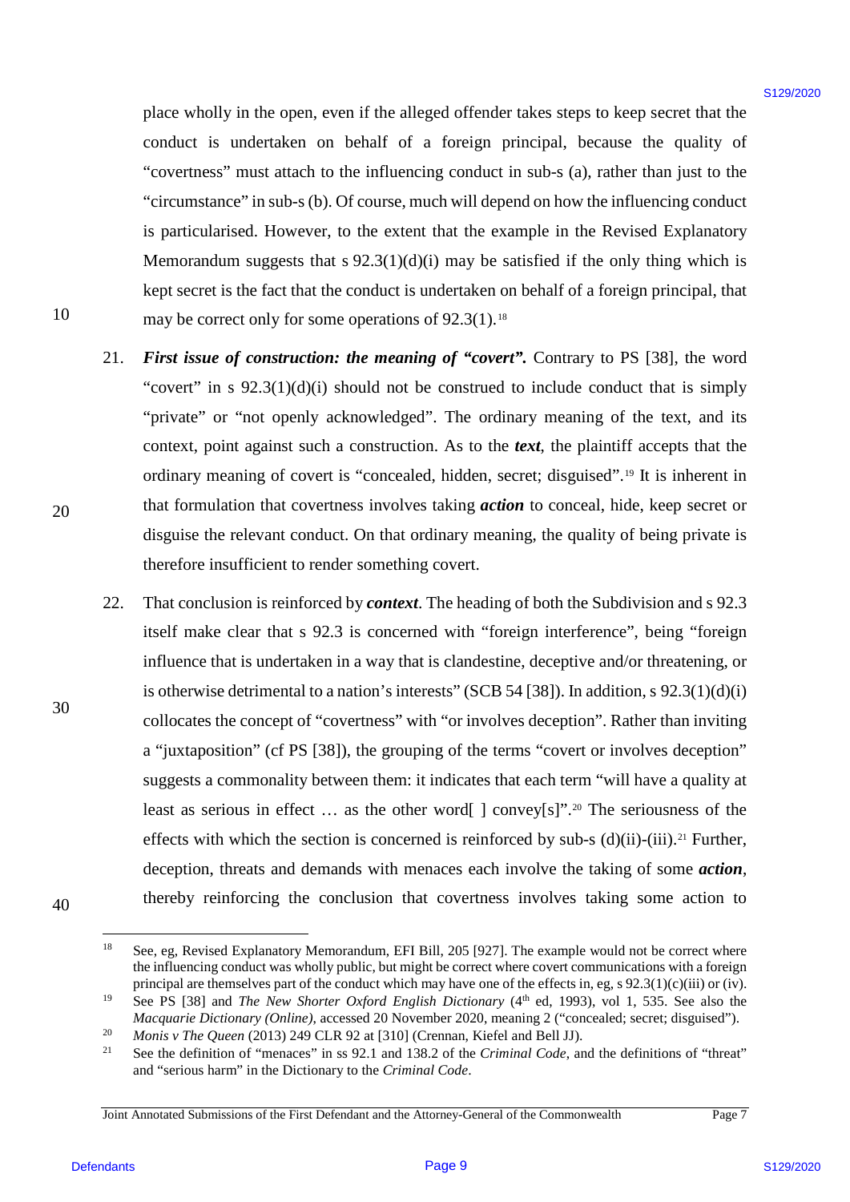place wholly in the open, even if the alleged offender takes steps to keep secret that the conduct is undertaken on behalf of a foreign principal, because the quality of "covertness" must attach to the influencing conduct in sub-s (a), rather than just to the "circumstance" in sub-s (b). Of course, much will depend on how the influencing conduct is particularised. However, to the extent that the example in the Revised Explanatory Memorandum suggests that s 92.3(1)(d)(i) may be satisfied if the only thing which is kept secret is the fact that the conduct is undertaken on behalf of a foreign principal, that may be correct only for some operations of 92.3(1).[18]

21. ***First issue of construction: the meaning of "covert".*** Contrary to PS [38], the word "covert" in s 92.3(1)(d)(i) should not be construed to include conduct that is simply "private" or "not openly acknowledged". The ordinary meaning of the text, and its context, point against such a construction. As to the ***text***, the plaintiff accepts that the ordinary meaning of covert is "concealed, hidden, secret; disguised".[19] It is inherent in that formulation that covertness involves taking ***action*** to conceal, hide, keep secret or disguise the relevant conduct. On that ordinary meaning, the quality of being private is therefore insufficient to render something covert.

22. That conclusion is reinforced by ***context***. The heading of both the Subdivision and s 92.3 itself make clear that s 92.3 is concerned with "foreign interference", being "foreign influence that is undertaken in a way that is clandestine, deceptive and/or threatening, or is otherwise detrimental to a nation's interests" (SCB 54 [38]). In addition, s 92.3(1)(d)(i) collocates the concept of "covertness" with "or involves deception". Rather than inviting a "juxtaposition" (cf PS [38]), the grouping of the terms "covert or involves deception" suggests a commonality between them: it indicates that each term "will have a quality at least as serious in effect … as the other word[ ] convey[s]".[20] The seriousness of the effects with which the section is concerned is reinforced by sub-s (d)(ii)-(iii).[21] Further, deception, threats and demands with menaces each involve the taking of some ***action***, thereby reinforcing the conclusion that covertness involves taking some action to

---

[18] See, eg, Revised Explanatory Memorandum, EFI Bill, 205 [927]. The example would not be correct where the influencing conduct was wholly public, but might be correct where covert communications with a foreign principal are themselves part of the conduct which may have one of the effects in, eg, s 92.3(1)(c)(iii) or (iv).

[19] See PS [38] and *The New Shorter Oxford English Dictionary* (4th ed, 1993), vol 1, 535. See also the *Macquarie Dictionary (Online)*, accessed 20 November 2020, meaning 2 ("concealed; secret; disguised").

[20] *Monis v The Queen* (2013) 249 CLR 92 at [310] (Crennan, Kiefel and Bell JJ).

[21] See the definition of "menaces" in ss 92.1 and 138.2 of the *Criminal Code*, and the definitions of "threat" and "serious harm" in the Dictionary to the *Criminal Code*.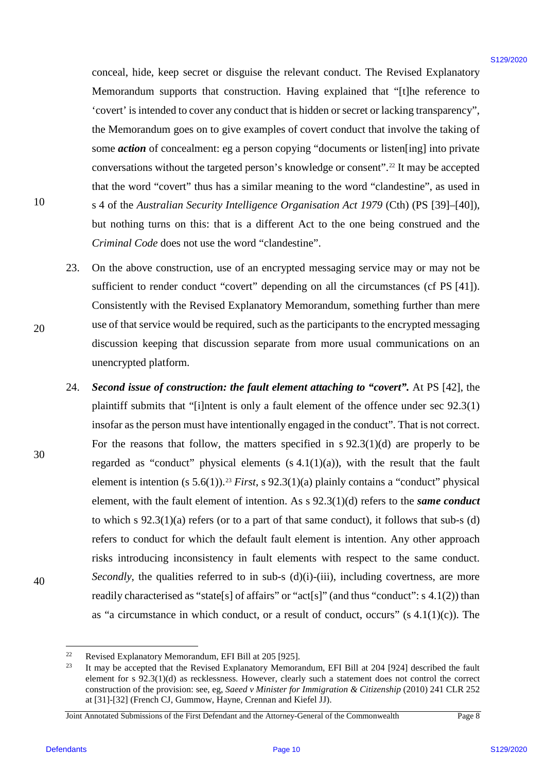conceal, hide, keep secret or disguise the relevant conduct. The Revised Explanatory Memorandum supports that construction. Having explained that "[t]he reference to 'covert' is intended to cover any conduct that is hidden or secret or lacking transparency", the Memorandum goes on to give examples of covert conduct that involve the taking of some ***action*** of concealment: eg a person copying "documents or listen[ing] into private conversations without the targeted person's knowledge or consent".[22] It may be accepted that the word "covert" thus has a similar meaning to the word "clandestine", as used in s 4 of the *Australian Security Intelligence Organisation Act 1979* (Cth) (PS [39]–[40]), but nothing turns on this: that is a different Act to the one being construed and the *Criminal Code* does not use the word "clandestine".

23. On the above construction, use of an encrypted messaging service may or may not be sufficient to render conduct "covert" depending on all the circumstances (cf PS [41]). Consistently with the Revised Explanatory Memorandum, something further than mere use of that service would be required, such as the participants to the encrypted messaging discussion keeping that discussion separate from more usual communications on an unencrypted platform.

24. ***Second issue of construction: the fault element attaching to "covert".*** At PS [42], the plaintiff submits that "[i]ntent is only a fault element of the offence under sec 92.3(1) insofar as the person must have intentionally engaged in the conduct". That is not correct. For the reasons that follow, the matters specified in s 92.3(1)(d) are properly to be regarded as "conduct" physical elements (s 4.1(1)(a)), with the result that the fault element is intention (s 5.6(1)).[23] *First*, s 92.3(1)(a) plainly contains a "conduct" physical element, with the fault element of intention. As s 92.3(1)(d) refers to the ***same conduct*** to which s 92.3(1)(a) refers (or to a part of that same conduct), it follows that sub-s (d) refers to conduct for which the default fault element is intention. Any other approach risks introducing inconsistency in fault elements with respect to the same conduct. *Secondly*, the qualities referred to in sub-s (d)(i)-(iii), including covertness, are more readily characterised as "state[s] of affairs" or "act[s]" (and thus "conduct": s 4.1(2)) than as "a circumstance in which conduct, or a result of conduct, occurs" (s 4.1(1)(c)). The

---

[22] Revised Explanatory Memorandum, EFI Bill at 205 [925].

[23] It may be accepted that the Revised Explanatory Memorandum, EFI Bill at 204 [924] described the fault element for s 92.3(1)(d) as recklessness. However, clearly such a statement does not control the correct construction of the provision: see, eg, *Saeed v Minister for Immigration & Citizenship* (2010) 241 CLR 252 at [31]-[32] (French CJ, Gummow, Hayne, Crennan and Kiefel JJ).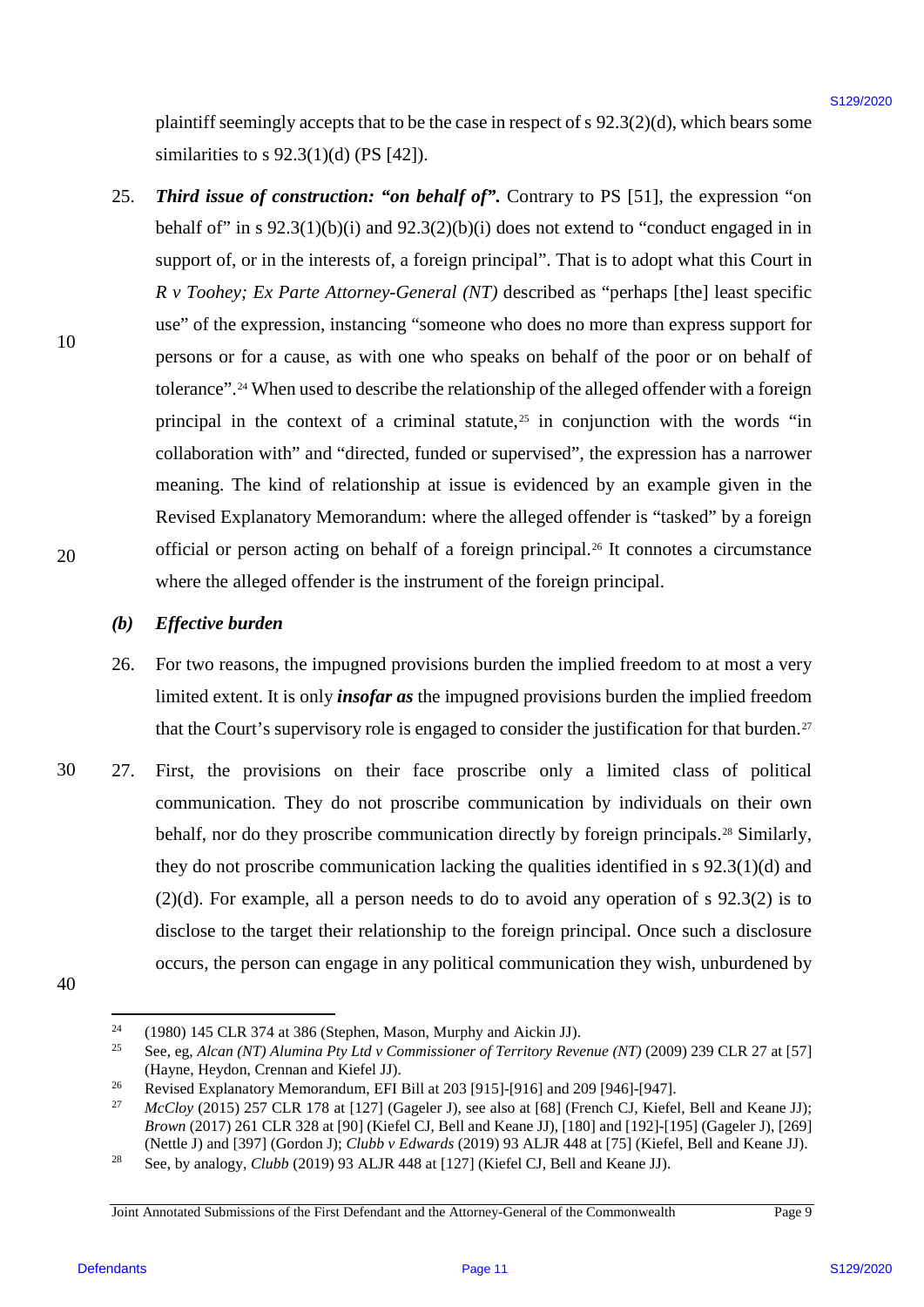plaintiff seemingly accepts that to be the case in respect of s 92.3(2)(d), which bears some similarities to s 92.3(1)(d) (PS [42]).

25. ***Third issue of construction: "on behalf of".*** Contrary to PS [51], the expression "on behalf of" in s 92.3(1)(b)(i) and 92.3(2)(b)(i) does not extend to "conduct engaged in in support of, or in the interests of, a foreign principal". That is to adopt what this Court in *R v Toohey; Ex Parte Attorney-General (NT)* described as "perhaps [the] least specific use" of the expression, instancing "someone who does no more than express support for persons or for a cause, as with one who speaks on behalf of the poor or on behalf of tolerance".[24] When used to describe the relationship of the alleged offender with a foreign principal in the context of a criminal statute,[25] in conjunction with the words "in collaboration with" and "directed, funded or supervised", the expression has a narrower meaning. The kind of relationship at issue is evidenced by an example given in the Revised Explanatory Memorandum: where the alleged offender is "tasked" by a foreign official or person acting on behalf of a foreign principal.[26] It connotes a circumstance where the alleged offender is the instrument of the foreign principal.

### *(b) Effective burden*

26. For two reasons, the impugned provisions burden the implied freedom to at most a very limited extent. It is only ***insofar as*** the impugned provisions burden the implied freedom that the Court's supervisory role is engaged to consider the justification for that burden.[27]

27. First, the provisions on their face proscribe only a limited class of political communication. They do not proscribe communication by individuals on their own behalf, nor do they proscribe communication directly by foreign principals.[28] Similarly, they do not proscribe communication lacking the qualities identified in s 92.3(1)(d) and (2)(d). For example, all a person needs to do to avoid any operation of s 92.3(2) is to disclose to the target their relationship to the foreign principal. Once such a disclosure occurs, the person can engage in any political communication they wish, unburdened by

---

[24] (1980) 145 CLR 374 at 386 (Stephen, Mason, Murphy and Aickin JJ).

[25] See, eg, *Alcan (NT) Alumina Pty Ltd v Commissioner of Territory Revenue (NT)* (2009) 239 CLR 27 at [57] (Hayne, Heydon, Crennan and Kiefel JJ).

[26] Revised Explanatory Memorandum, EFI Bill at 203 [915]-[916] and 209 [946]-[947].

[27] *McCloy* (2015) 257 CLR 178 at [127] (Gageler J), see also at [68] (French CJ, Kiefel, Bell and Keane JJ); *Brown* (2017) 261 CLR 328 at [90] (Kiefel CJ, Bell and Keane JJ), [180] and [192]-[195] (Gageler J), [269] (Nettle J) and [397] (Gordon J); *Clubb v Edwards* (2019) 93 ALJR 448 at [75] (Kiefel, Bell and Keane JJ).

[28] See, by analogy, *Clubb* (2019) 93 ALJR 448 at [127] (Kiefel CJ, Bell and Keane JJ).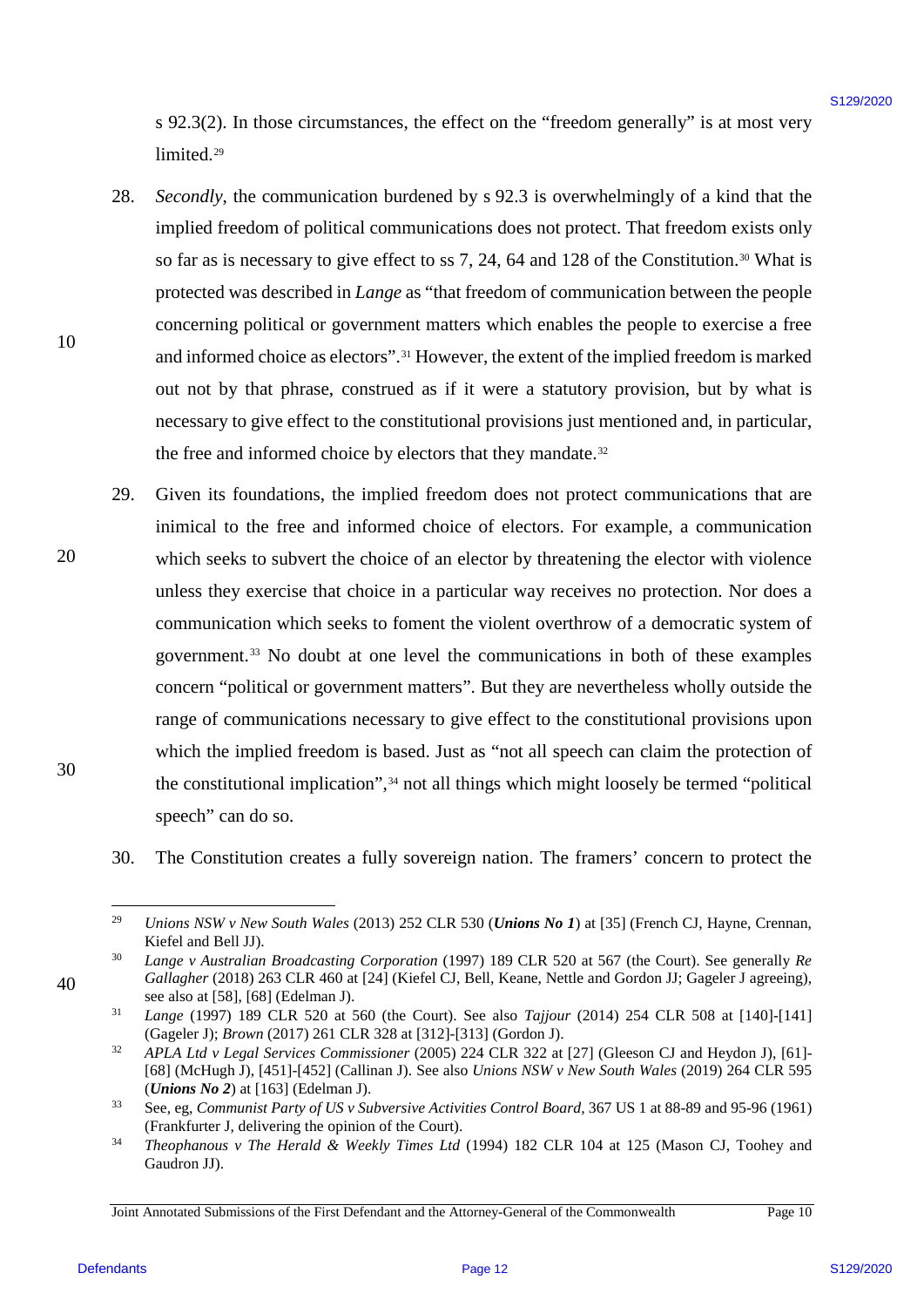s 92.3(2). In those circumstances, the effect on the "freedom generally" is at most very limited.[29]

28. *Secondly*, the communication burdened by s 92.3 is overwhelmingly of a kind that the implied freedom of political communications does not protect. That freedom exists only so far as is necessary to give effect to ss 7, 24, 64 and 128 of the Constitution.[30] What is protected was described in *Lange* as "that freedom of communication between the people concerning political or government matters which enables the people to exercise a free and informed choice as electors".[31] However, the extent of the implied freedom is marked out not by that phrase, construed as if it were a statutory provision, but by what is necessary to give effect to the constitutional provisions just mentioned and, in particular, the free and informed choice by electors that they mandate.[32]

29. Given its foundations, the implied freedom does not protect communications that are inimical to the free and informed choice of electors. For example, a communication which seeks to subvert the choice of an elector by threatening the elector with violence unless they exercise that choice in a particular way receives no protection. Nor does a communication which seeks to foment the violent overthrow of a democratic system of government.[33] No doubt at one level the communications in both of these examples concern "political or government matters". But they are nevertheless wholly outside the range of communications necessary to give effect to the constitutional provisions upon which the implied freedom is based. Just as "not all speech can claim the protection of the constitutional implication",[34] not all things which might loosely be termed "political speech" can do so.

30. The Constitution creates a fully sovereign nation. The framers' concern to protect the

---

[29] *Unions NSW v New South Wales* (2013) 252 CLR 530 (***Unions No 1***) at [35] (French CJ, Hayne, Crennan, Kiefel and Bell JJ).

[30] *Lange v Australian Broadcasting Corporation* (1997) 189 CLR 520 at 567 (the Court). See generally *Re Gallagher* (2018) 263 CLR 460 at [24] (Kiefel CJ, Bell, Keane, Nettle and Gordon JJ; Gageler J agreeing), see also at [58], [68] (Edelman J).

[31] *Lange* (1997) 189 CLR 520 at 560 (the Court). See also *Tajjour* (2014) 254 CLR 508 at [140]-[141] (Gageler J); *Brown* (2017) 261 CLR 328 at [312]-[313] (Gordon J).

[32] *APLA Ltd v Legal Services Commissioner* (2005) 224 CLR 322 at [27] (Gleeson CJ and Heydon J), [61]-[68] (McHugh J), [451]-[452] (Callinan J). See also *Unions NSW v New South Wales* (2019) 264 CLR 595 (***Unions No 2***) at [163] (Edelman J).

[33] See, eg, *Communist Party of US v Subversive Activities Control Board*, 367 US 1 at 88-89 and 95-96 (1961) (Frankfurter J, delivering the opinion of the Court).

[34] *Theophanous v The Herald & Weekly Times Ltd* (1994) 182 CLR 104 at 125 (Mason CJ, Toohey and Gaudron JJ).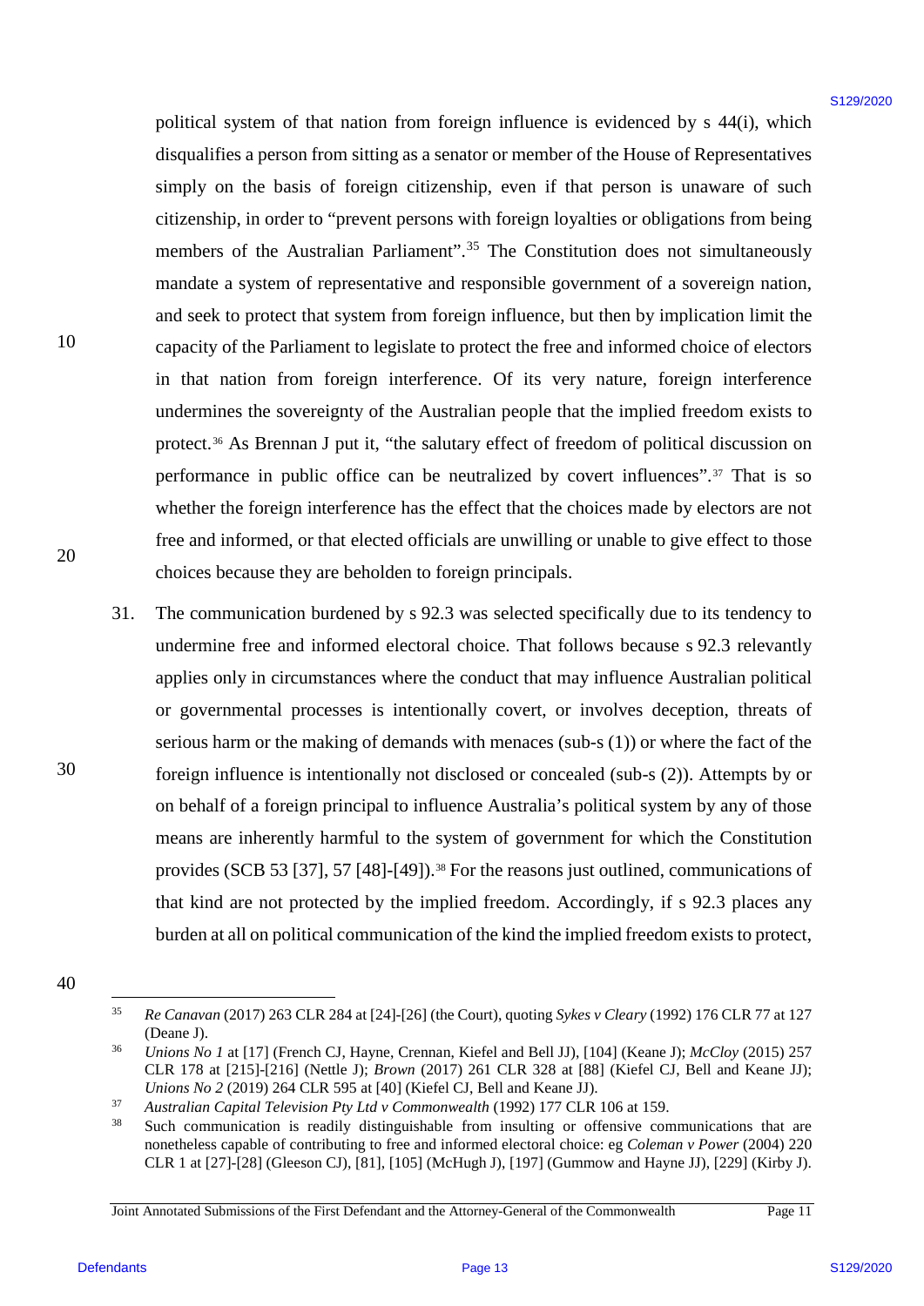political system of that nation from foreign influence is evidenced by s 44(i), which disqualifies a person from sitting as a senator or member of the House of Representatives simply on the basis of foreign citizenship, even if that person is unaware of such citizenship, in order to "prevent persons with foreign loyalties or obligations from being members of the Australian Parliament".[35] The Constitution does not simultaneously mandate a system of representative and responsible government of a sovereign nation, and seek to protect that system from foreign influence, but then by implication limit the capacity of the Parliament to legislate to protect the free and informed choice of electors in that nation from foreign interference. Of its very nature, foreign interference undermines the sovereignty of the Australian people that the implied freedom exists to protect.[36] As Brennan J put it, "the salutary effect of freedom of political discussion on performance in public office can be neutralized by covert influences".[37] That is so whether the foreign interference has the effect that the choices made by electors are not free and informed, or that elected officials are unwilling or unable to give effect to those choices because they are beholden to foreign principals.

31. The communication burdened by s 92.3 was selected specifically due to its tendency to undermine free and informed electoral choice. That follows because s 92.3 relevantly applies only in circumstances where the conduct that may influence Australian political or governmental processes is intentionally covert, or involves deception, threats of serious harm or the making of demands with menaces (sub-s (1)) or where the fact of the foreign influence is intentionally not disclosed or concealed (sub-s (2)). Attempts by or on behalf of a foreign principal to influence Australia's political system by any of those means are inherently harmful to the system of government for which the Constitution provides (SCB 53 [37], 57 [48]-[49]).[38] For the reasons just outlined, communications of that kind are not protected by the implied freedom. Accordingly, if s 92.3 places any burden at all on political communication of the kind the implied freedom exists to protect,

---

[35] *Re Canavan* (2017) 263 CLR 284 at [24]-[26] (the Court), quoting *Sykes v Cleary* (1992) 176 CLR 77 at 127 (Deane J).

[36] *Unions No 1* at [17] (French CJ, Hayne, Crennan, Kiefel and Bell JJ), [104] (Keane J); *McCloy* (2015) 257 CLR 178 at [215]-[216] (Nettle J); *Brown* (2017) 261 CLR 328 at [88] (Kiefel CJ, Bell and Keane JJ); *Unions No 2* (2019) 264 CLR 595 at [40] (Kiefel CJ, Bell and Keane JJ).

[37] *Australian Capital Television Pty Ltd v Commonwealth* (1992) 177 CLR 106 at 159.

[38] Such communication is readily distinguishable from insulting or offensive communications that are nonetheless capable of contributing to free and informed electoral choice: eg *Coleman v Power* (2004) 220 CLR 1 at [27]-[28] (Gleeson CJ), [81], [105] (McHugh J), [197] (Gummow and Hayne JJ), [229] (Kirby J).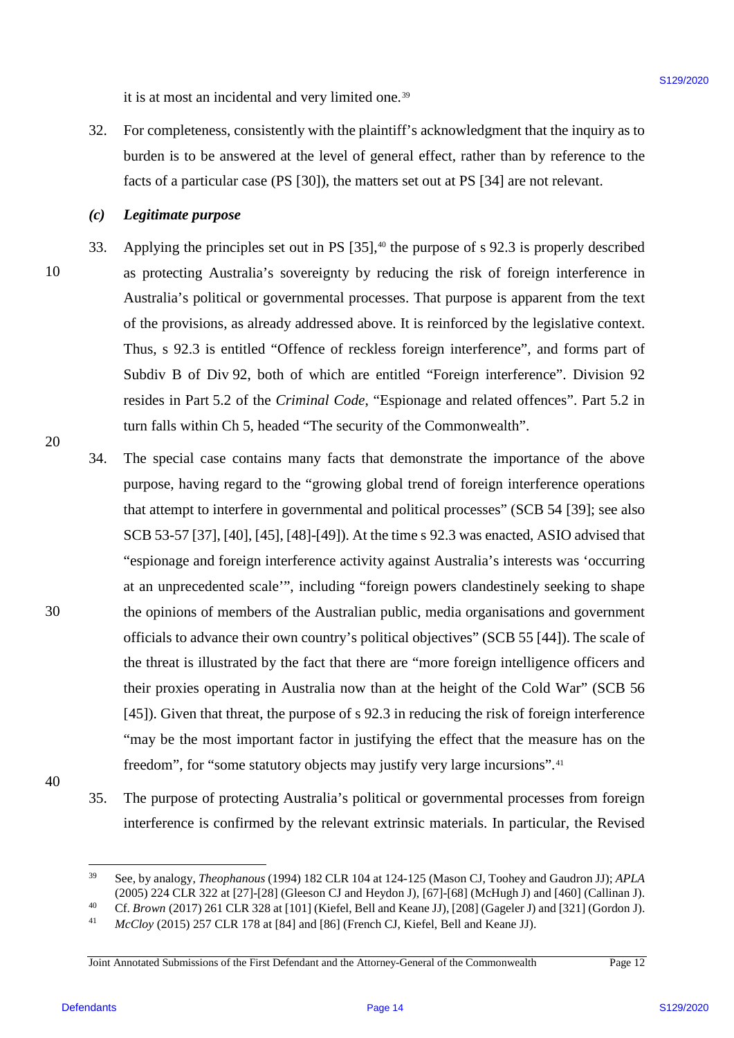it is at most an incidental and very limited one.[39]

32. For completeness, consistently with the plaintiff's acknowledgment that the inquiry as to burden is to be answered at the level of general effect, rather than by reference to the facts of a particular case (PS [30]), the matters set out at PS [34] are not relevant.

### *(c) Legitimate purpose*

33. Applying the principles set out in PS [35],[40] the purpose of s 92.3 is properly described as protecting Australia's sovereignty by reducing the risk of foreign interference in Australia's political or governmental processes. That purpose is apparent from the text of the provisions, as already addressed above. It is reinforced by the legislative context. Thus, s 92.3 is entitled "Offence of reckless foreign interference", and forms part of Subdiv B of Div 92, both of which are entitled "Foreign interference". Division 92 resides in Part 5.2 of the *Criminal Code*, "Espionage and related offences". Part 5.2 in turn falls within Ch 5, headed "The security of the Commonwealth".

34. The special case contains many facts that demonstrate the importance of the above purpose, having regard to the "growing global trend of foreign interference operations that attempt to interfere in governmental and political processes" (SCB 54 [39]; see also SCB 53-57 [37], [40], [45], [48]-[49]). At the time s 92.3 was enacted, ASIO advised that "espionage and foreign interference activity against Australia's interests was 'occurring at an unprecedented scale'", including "foreign powers clandestinely seeking to shape the opinions of members of the Australian public, media organisations and government officials to advance their own country's political objectives" (SCB 55 [44]). The scale of the threat is illustrated by the fact that there are "more foreign intelligence officers and their proxies operating in Australia now than at the height of the Cold War" (SCB 56 [45]). Given that threat, the purpose of s 92.3 in reducing the risk of foreign interference "may be the most important factor in justifying the effect that the measure has on the freedom", for "some statutory objects may justify very large incursions".[41]

35. The purpose of protecting Australia's political or governmental processes from foreign interference is confirmed by the relevant extrinsic materials. In particular, the Revised

---

[39] See, by analogy, *Theophanous* (1994) 182 CLR 104 at 124-125 (Mason CJ, Toohey and Gaudron JJ); *APLA* (2005) 224 CLR 322 at [27]-[28] (Gleeson CJ and Heydon J), [67]-[68] (McHugh J) and [460] (Callinan J).

[40] Cf. *Brown* (2017) 261 CLR 328 at [101] (Kiefel, Bell and Keane JJ), [208] (Gageler J) and [321] (Gordon J).

[41] *McCloy* (2015) 257 CLR 178 at [84] and [86] (French CJ, Kiefel, Bell and Keane JJ).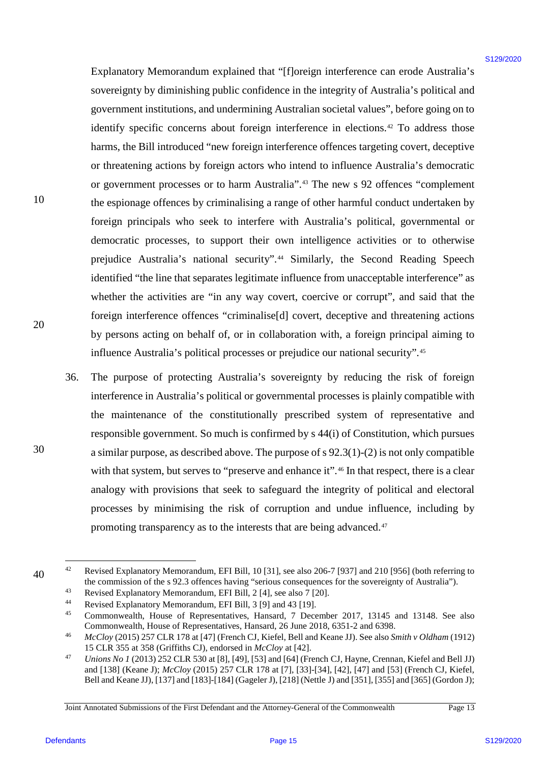Explanatory Memorandum explained that "[f]oreign interference can erode Australia's sovereignty by diminishing public confidence in the integrity of Australia's political and government institutions, and undermining Australian societal values", before going on to identify specific concerns about foreign interference in elections.[42] To address those harms, the Bill introduced "new foreign interference offences targeting covert, deceptive or threatening actions by foreign actors who intend to influence Australia's democratic or government processes or to harm Australia".[43] The new s 92 offences "complement the espionage offences by criminalising a range of other harmful conduct undertaken by foreign principals who seek to interfere with Australia's political, governmental or democratic processes, to support their own intelligence activities or to otherwise prejudice Australia's national security".[44] Similarly, the Second Reading Speech identified "the line that separates legitimate influence from unacceptable interference" as whether the activities are "in any way covert, coercive or corrupt", and said that the foreign interference offences "criminalise[d] covert, deceptive and threatening actions by persons acting on behalf of, or in collaboration with, a foreign principal aiming to influence Australia's political processes or prejudice our national security".[45]

36. The purpose of protecting Australia's sovereignty by reducing the risk of foreign interference in Australia's political or governmental processes is plainly compatible with the maintenance of the constitutionally prescribed system of representative and responsible government. So much is confirmed by s 44(i) of Constitution, which pursues a similar purpose, as described above. The purpose of s 92.3(1)-(2) is not only compatible with that system, but serves to "preserve and enhance it".[46] In that respect, there is a clear analogy with provisions that seek to safeguard the integrity of political and electoral processes by minimising the risk of corruption and undue influence, including by promoting transparency as to the interests that are being advanced.[47]

---

[42] Revised Explanatory Memorandum, EFI Bill, 10 [31], see also 206-7 [937] and 210 [956] (both referring to the commission of the s 92.3 offences having "serious consequences for the sovereignty of Australia").

[43] Revised Explanatory Memorandum, EFI Bill, 2 [4], see also 7 [20].

[44] Revised Explanatory Memorandum, EFI Bill, 3 [9] and 43 [19].

[45] Commonwealth, House of Representatives, Hansard, 7 December 2017, 13145 and 13148. See also Commonwealth, House of Representatives, Hansard, 26 June 2018, 6351-2 and 6398.

[46] *McCloy* (2015) 257 CLR 178 at [47] (French CJ, Kiefel, Bell and Keane JJ). See also *Smith v Oldham* (1912) 15 CLR 355 at 358 (Griffiths CJ), endorsed in *McCloy* at [42].

[47] *Unions No 1* (2013) 252 CLR 530 at [8], [49], [53] and [64] (French CJ, Hayne, Crennan, Kiefel and Bell JJ) and [138] (Keane J); *McCloy* (2015) 257 CLR 178 at [7], [33]-[34], [42], [47] and [53] (French CJ, Kiefel, Bell and Keane JJ), [137] and [183]-[184] (Gageler J), [218] (Nettle J) and [351], [355] and [365] (Gordon J);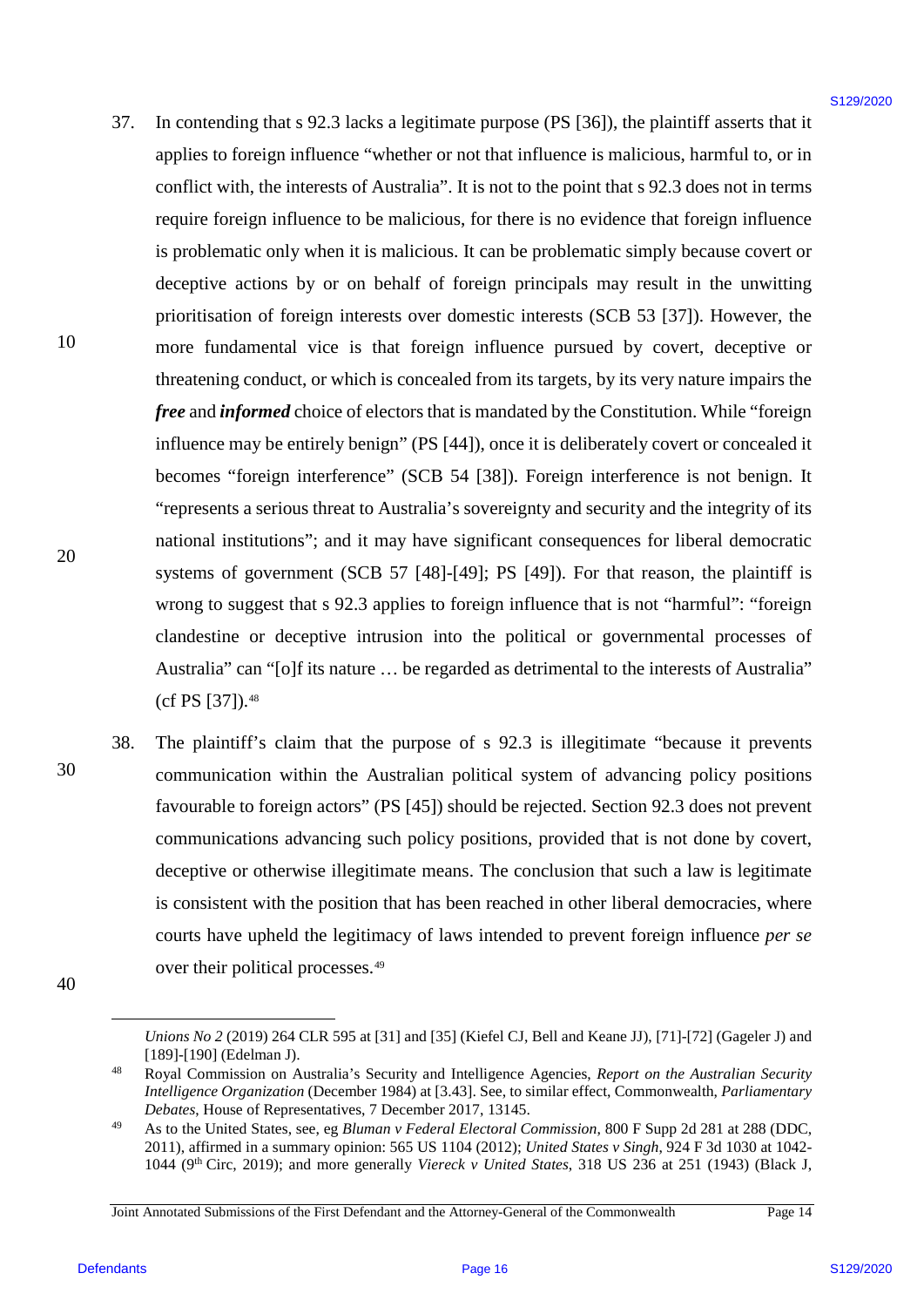37. In contending that s 92.3 lacks a legitimate purpose (PS [36]), the plaintiff asserts that it applies to foreign influence "whether or not that influence is malicious, harmful to, or in conflict with, the interests of Australia". It is not to the point that s 92.3 does not in terms require foreign influence to be malicious, for there is no evidence that foreign influence is problematic only when it is malicious. It can be problematic simply because covert or deceptive actions by or on behalf of foreign principals may result in the unwitting prioritisation of foreign interests over domestic interests (SCB 53 [37]). However, the more fundamental vice is that foreign influence pursued by covert, deceptive or threatening conduct, or which is concealed from its targets, by its very nature impairs the ***free*** and ***informed*** choice of electors that is mandated by the Constitution. While "foreign influence may be entirely benign" (PS [44]), once it is deliberately covert or concealed it becomes "foreign interference" (SCB 54 [38]). Foreign interference is not benign. It "represents a serious threat to Australia's sovereignty and security and the integrity of its national institutions"; and it may have significant consequences for liberal democratic systems of government (SCB 57 [48]-[49]; PS [49]). For that reason, the plaintiff is wrong to suggest that s 92.3 applies to foreign influence that is not "harmful": "foreign clandestine or deceptive intrusion into the political or governmental processes of Australia" can "[o]f its nature … be regarded as detrimental to the interests of Australia" (cf PS [37]).[48]

38. The plaintiff's claim that the purpose of s 92.3 is illegitimate "because it prevents communication within the Australian political system of advancing policy positions favourable to foreign actors" (PS [45]) should be rejected. Section 92.3 does not prevent communications advancing such policy positions, provided that is not done by covert, deceptive or otherwise illegitimate means. The conclusion that such a law is legitimate is consistent with the position that has been reached in other liberal democracies, where courts have upheld the legitimacy of laws intended to prevent foreign influence *per se* over their political processes.[49]

---

*Unions No 2* (2019) 264 CLR 595 at [31] and [35] (Kiefel CJ, Bell and Keane JJ), [71]-[72] (Gageler J) and [189]-[190] (Edelman J).

[48] Royal Commission on Australia's Security and Intelligence Agencies, *Report on the Australian Security Intelligence Organization* (December 1984) at [3.43]. See, to similar effect, Commonwealth, *Parliamentary Debates*, House of Representatives, 7 December 2017, 13145.

[49] As to the United States, see, eg *Bluman v Federal Electoral Commission*, 800 F Supp 2d 281 at 288 (DDC, 2011), affirmed in a summary opinion: 565 US 1104 (2012); *United States v Singh*, 924 F 3d 1030 at 1042-1044 (9th Circ, 2019); and more generally *Viereck v United States*, 318 US 236 at 251 (1943) (Black J,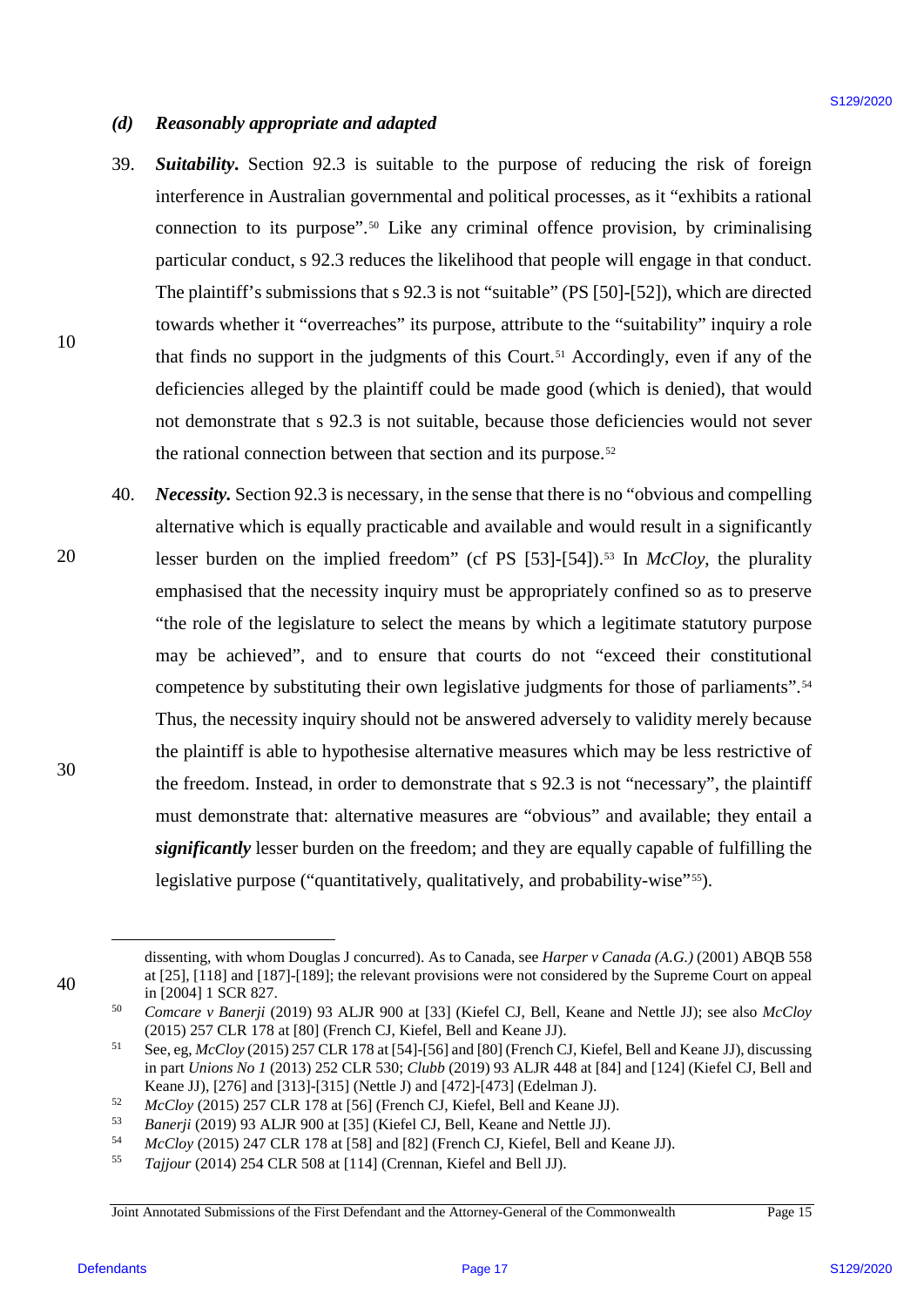### *(d) Reasonably appropriate and adapted*

39. ***Suitability.*** Section 92.3 is suitable to the purpose of reducing the risk of foreign interference in Australian governmental and political processes, as it "exhibits a rational connection to its purpose".[50] Like any criminal offence provision, by criminalising particular conduct, s 92.3 reduces the likelihood that people will engage in that conduct. The plaintiff's submissions that s 92.3 is not "suitable" (PS [50]-[52]), which are directed towards whether it "overreaches" its purpose, attribute to the "suitability" inquiry a role that finds no support in the judgments of this Court.[51] Accordingly, even if any of the deficiencies alleged by the plaintiff could be made good (which is denied), that would not demonstrate that s 92.3 is not suitable, because those deficiencies would not sever the rational connection between that section and its purpose.[52]

40. ***Necessity.*** Section 92.3 is necessary, in the sense that there is no "obvious and compelling alternative which is equally practicable and available and would result in a significantly lesser burden on the implied freedom" (cf PS [53]-[54]).[53] In *McCloy*, the plurality emphasised that the necessity inquiry must be appropriately confined so as to preserve "the role of the legislature to select the means by which a legitimate statutory purpose may be achieved", and to ensure that courts do not "exceed their constitutional competence by substituting their own legislative judgments for those of parliaments".[54] Thus, the necessity inquiry should not be answered adversely to validity merely because the plaintiff is able to hypothesise alternative measures which may be less restrictive of the freedom. Instead, in order to demonstrate that s 92.3 is not "necessary", the plaintiff must demonstrate that: alternative measures are "obvious" and available; they entail a ***significantly*** lesser burden on the freedom; and they are equally capable of fulfilling the legislative purpose ("quantitatively, qualitatively, and probability-wise"[55]).

---

dissenting, with whom Douglas J concurred). As to Canada, see *Harper v Canada (A.G.)* (2001) ABQB 558 at [25], [118] and [187]-[189]; the relevant provisions were not considered by the Supreme Court on appeal in [2004] 1 SCR 827.

[50] *Comcare v Banerji* (2019) 93 ALJR 900 at [33] (Kiefel CJ, Bell, Keane and Nettle JJ); see also *McCloy* (2015) 257 CLR 178 at [80] (French CJ, Kiefel, Bell and Keane JJ).

[51] See, eg, *McCloy* (2015) 257 CLR 178 at [54]-[56] and [80] (French CJ, Kiefel, Bell and Keane JJ), discussing in part *Unions No 1* (2013) 252 CLR 530; *Clubb* (2019) 93 ALJR 448 at [84] and [124] (Kiefel CJ, Bell and Keane JJ), [276] and [313]-[315] (Nettle J) and [472]-[473] (Edelman J).

[52] *McCloy* (2015) 257 CLR 178 at [56] (French CJ, Kiefel, Bell and Keane JJ).

[53] *Banerji* (2019) 93 ALJR 900 at [35] (Kiefel CJ, Bell, Keane and Nettle JJ).

[54] *McCloy* (2015) 247 CLR 178 at [58] and [82] (French CJ, Kiefel, Bell and Keane JJ).

[55] *Tajjour* (2014) 254 CLR 508 at [114] (Crennan, Kiefel and Bell JJ).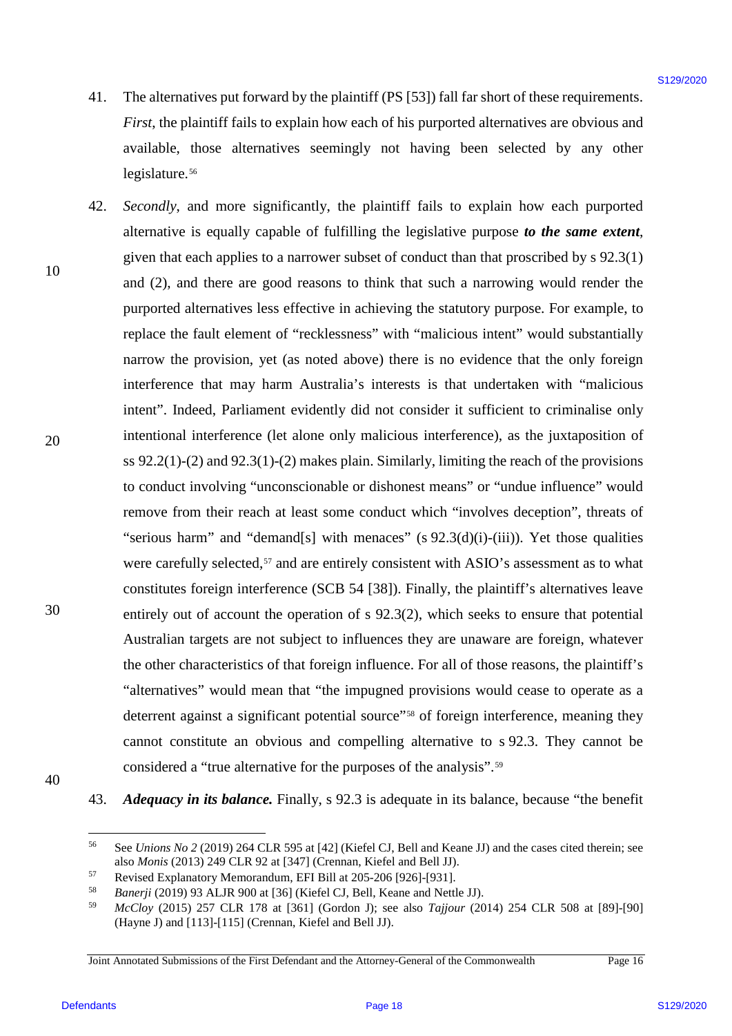41. The alternatives put forward by the plaintiff (PS [53]) fall far short of these requirements. *First*, the plaintiff fails to explain how each of his purported alternatives are obvious and available, those alternatives seemingly not having been selected by any other legislature.[56]

42. *Secondly*, and more significantly, the plaintiff fails to explain how each purported alternative is equally capable of fulfilling the legislative purpose ***to the same extent***, given that each applies to a narrower subset of conduct than that proscribed by s 92.3(1) and (2), and there are good reasons to think that such a narrowing would render the purported alternatives less effective in achieving the statutory purpose. For example, to replace the fault element of "recklessness" with "malicious intent" would substantially narrow the provision, yet (as noted above) there is no evidence that the only foreign interference that may harm Australia's interests is that undertaken with "malicious intent". Indeed, Parliament evidently did not consider it sufficient to criminalise only intentional interference (let alone only malicious interference), as the juxtaposition of ss 92.2(1)-(2) and 92.3(1)-(2) makes plain. Similarly, limiting the reach of the provisions to conduct involving "unconscionable or dishonest means" or "undue influence" would remove from their reach at least some conduct which "involves deception", threats of "serious harm" and "demand[s] with menaces" (s 92.3(d)(i)-(iii)). Yet those qualities were carefully selected,[57] and are entirely consistent with ASIO's assessment as to what constitutes foreign interference (SCB 54 [38]). Finally, the plaintiff's alternatives leave entirely out of account the operation of s 92.3(2), which seeks to ensure that potential Australian targets are not subject to influences they are unaware are foreign, whatever the other characteristics of that foreign influence. For all of those reasons, the plaintiff's "alternatives" would mean that "the impugned provisions would cease to operate as a deterrent against a significant potential source"[58] of foreign interference, meaning they cannot constitute an obvious and compelling alternative to s 92.3. They cannot be considered a "true alternative for the purposes of the analysis".[59]

43. ***Adequacy in its balance.*** Finally, s 92.3 is adequate in its balance, because "the benefit

---

[56] See *Unions No 2* (2019) 264 CLR 595 at [42] (Kiefel CJ, Bell and Keane JJ) and the cases cited therein; see also *Monis* (2013) 249 CLR 92 at [347] (Crennan, Kiefel and Bell JJ).

[57] Revised Explanatory Memorandum, EFI Bill at 205-206 [926]-[931].

[58] *Banerji* (2019) 93 ALJR 900 at [36] (Kiefel CJ, Bell, Keane and Nettle JJ).

[59] *McCloy* (2015) 257 CLR 178 at [361] (Gordon J); see also *Tajjour* (2014) 254 CLR 508 at [89]-[90] (Hayne J) and [113]-[115] (Crennan, Kiefel and Bell JJ).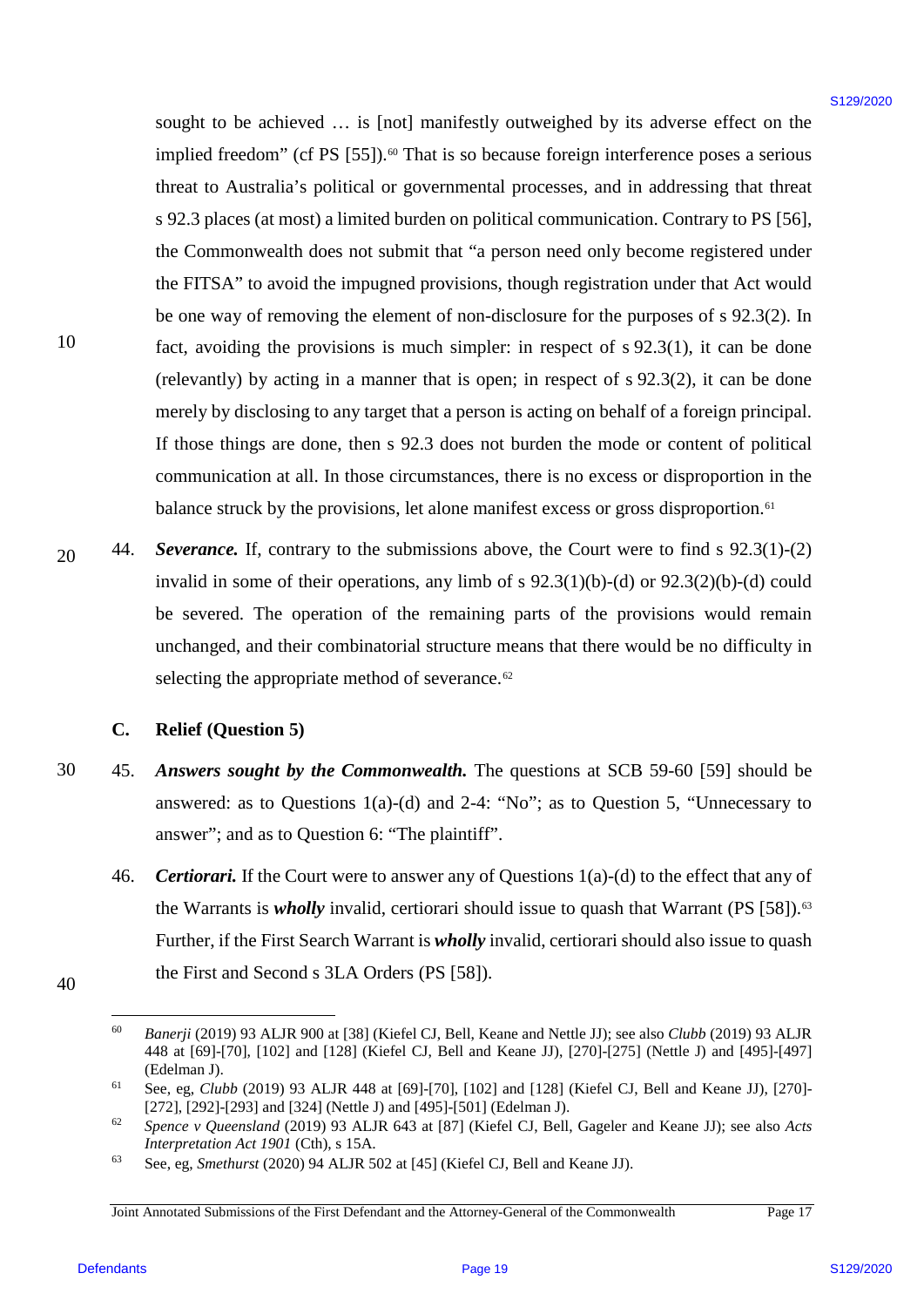sought to be achieved … is [not] manifestly outweighed by its adverse effect on the implied freedom" (cf PS [55]).[60] That is so because foreign interference poses a serious threat to Australia's political or governmental processes, and in addressing that threat s 92.3 places (at most) a limited burden on political communication. Contrary to PS [56], the Commonwealth does not submit that "a person need only become registered under the FITSA" to avoid the impugned provisions, though registration under that Act would be one way of removing the element of non-disclosure for the purposes of s 92.3(2). In fact, avoiding the provisions is much simpler: in respect of s 92.3(1), it can be done (relevantly) by acting in a manner that is open; in respect of s 92.3(2), it can be done merely by disclosing to any target that a person is acting on behalf of a foreign principal. If those things are done, then s 92.3 does not burden the mode or content of political communication at all. In those circumstances, there is no excess or disproportion in the balance struck by the provisions, let alone manifest excess or gross disproportion.[61]

44. ***Severance.*** If, contrary to the submissions above, the Court were to find s 92.3(1)-(2) invalid in some of their operations, any limb of s 92.3(1)(b)-(d) or 92.3(2)(b)-(d) could be severed. The operation of the remaining parts of the provisions would remain unchanged, and their combinatorial structure means that there would be no difficulty in selecting the appropriate method of severance.[62]

## C. Relief (Question 5)

45. ***Answers sought by the Commonwealth.*** The questions at SCB 59-60 [59] should be answered: as to Questions 1(a)-(d) and 2-4: "No"; as to Question 5, "Unnecessary to answer"; and as to Question 6: "The plaintiff".

46. ***Certiorari.*** If the Court were to answer any of Questions 1(a)-(d) to the effect that any of the Warrants is ***wholly*** invalid, certiorari should issue to quash that Warrant (PS [58]).[63] Further, if the First Search Warrant is ***wholly*** invalid, certiorari should also issue to quash the First and Second s 3LA Orders (PS [58]).

---

[60] *Banerji* (2019) 93 ALJR 900 at [38] (Kiefel CJ, Bell, Keane and Nettle JJ); see also *Clubb* (2019) 93 ALJR 448 at [69]-[70], [102] and [128] (Kiefel CJ, Bell and Keane JJ), [270]-[275] (Nettle J) and [495]-[497] (Edelman J).

[61] See, eg, *Clubb* (2019) 93 ALJR 448 at [69]-[70], [102] and [128] (Kiefel CJ, Bell and Keane JJ), [270]-[272], [292]-[293] and [324] (Nettle J) and [495]-[501] (Edelman J).

[62] *Spence v Queensland* (2019) 93 ALJR 643 at [87] (Kiefel CJ, Bell, Gageler and Keane JJ); see also *Acts Interpretation Act 1901* (Cth), s 15A.

[63] See, eg, *Smethurst* (2020) 94 ALJR 502 at [45] (Kiefel CJ, Bell and Keane JJ).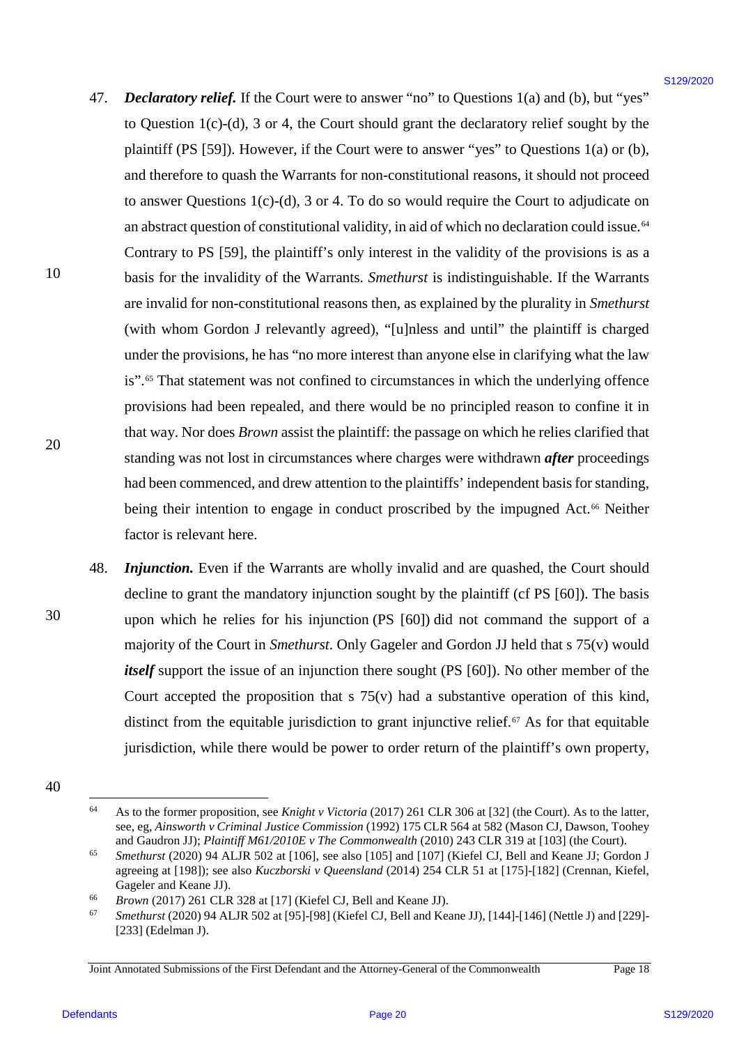47. ***Declaratory relief.*** If the Court were to answer "no" to Questions 1(a) and (b), but "yes" to Question 1(c)-(d), 3 or 4, the Court should grant the declaratory relief sought by the plaintiff (PS [59]). However, if the Court were to answer "yes" to Questions 1(a) or (b), and therefore to quash the Warrants for non-constitutional reasons, it should not proceed to answer Questions 1(c)-(d), 3 or 4. To do so would require the Court to adjudicate on an abstract question of constitutional validity, in aid of which no declaration could issue.[64] Contrary to PS [59], the plaintiff's only interest in the validity of the provisions is as a basis for the invalidity of the Warrants. *Smethurst* is indistinguishable. If the Warrants are invalid for non-constitutional reasons then, as explained by the plurality in *Smethurst* (with whom Gordon J relevantly agreed), "[u]nless and until" the plaintiff is charged under the provisions, he has "no more interest than anyone else in clarifying what the law is".[65] That statement was not confined to circumstances in which the underlying offence provisions had been repealed, and there would be no principled reason to confine it in that way. Nor does *Brown* assist the plaintiff: the passage on which he relies clarified that standing was not lost in circumstances where charges were withdrawn ***after*** proceedings had been commenced, and drew attention to the plaintiffs' independent basis for standing, being their intention to engage in conduct proscribed by the impugned Act.[66] Neither factor is relevant here.

48. ***Injunction.*** Even if the Warrants are wholly invalid and are quashed, the Court should decline to grant the mandatory injunction sought by the plaintiff (cf PS [60]). The basis upon which he relies for his injunction (PS [60]) did not command the support of a majority of the Court in *Smethurst*. Only Gageler and Gordon JJ held that s 75(v) would ***itself*** support the issue of an injunction there sought (PS [60]). No other member of the Court accepted the proposition that s 75(v) had a substantive operation of this kind, distinct from the equitable jurisdiction to grant injunctive relief.[67] As for that equitable jurisdiction, while there would be power to order return of the plaintiff's own property,

---

[64] As to the former proposition, see *Knight v Victoria* (2017) 261 CLR 306 at [32] (the Court). As to the latter, see, eg, *Ainsworth v Criminal Justice Commission* (1992) 175 CLR 564 at 582 (Mason CJ, Dawson, Toohey and Gaudron JJ); *Plaintiff M61/2010E v The Commonwealth* (2010) 243 CLR 319 at [103] (the Court).

[65] *Smethurst* (2020) 94 ALJR 502 at [106], see also [105] and [107] (Kiefel CJ, Bell and Keane JJ; Gordon J agreeing at [198]); see also *Kuczborski v Queensland* (2014) 254 CLR 51 at [175]-[182] (Crennan, Kiefel, Gageler and Keane JJ).

[66] *Brown* (2017) 261 CLR 328 at [17] (Kiefel CJ, Bell and Keane JJ).

[67] *Smethurst* (2020) 94 ALJR 502 at [95]-[98] (Kiefel CJ, Bell and Keane JJ), [144]-[146] (Nettle J) and [229]-[233] (Edelman J).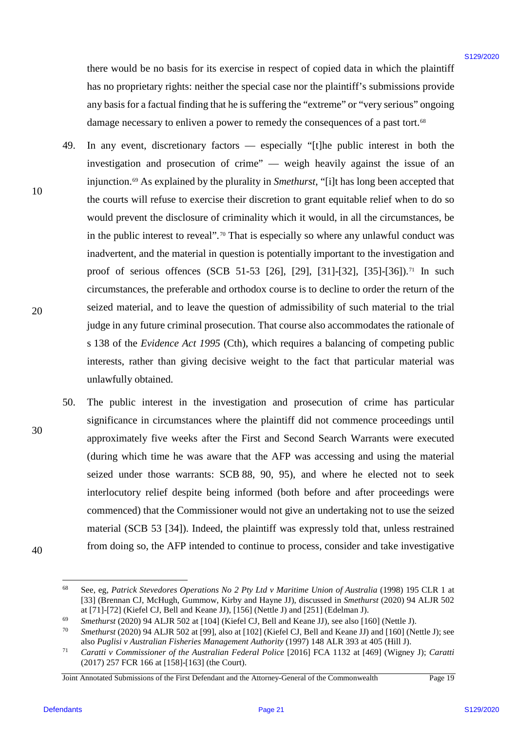there would be no basis for its exercise in respect of copied data in which the plaintiff has no proprietary rights: neither the special case nor the plaintiff's submissions provide any basis for a factual finding that he is suffering the "extreme" or "very serious" ongoing damage necessary to enliven a power to remedy the consequences of a past tort.[68]

49. In any event, discretionary factors — especially "[t]he public interest in both the investigation and prosecution of crime" — weigh heavily against the issue of an injunction.[69] As explained by the plurality in *Smethurst*, "[i]t has long been accepted that the courts will refuse to exercise their discretion to grant equitable relief when to do so would prevent the disclosure of criminality which it would, in all the circumstances, be in the public interest to reveal".[70] That is especially so where any unlawful conduct was inadvertent, and the material in question is potentially important to the investigation and proof of serious offences (SCB 51-53 [26], [29], [31]-[32], [35]-[36]).[71] In such circumstances, the preferable and orthodox course is to decline to order the return of the seized material, and to leave the question of admissibility of such material to the trial judge in any future criminal prosecution. That course also accommodates the rationale of s 138 of the *Evidence Act 1995* (Cth), which requires a balancing of competing public interests, rather than giving decisive weight to the fact that particular material was unlawfully obtained.

50. The public interest in the investigation and prosecution of crime has particular significance in circumstances where the plaintiff did not commence proceedings until approximately five weeks after the First and Second Search Warrants were executed (during which time he was aware that the AFP was accessing and using the material seized under those warrants: SCB 88, 90, 95), and where he elected not to seek interlocutory relief despite being informed (both before and after proceedings were commenced) that the Commissioner would not give an undertaking not to use the seized material (SCB 53 [34]). Indeed, the plaintiff was expressly told that, unless restrained from doing so, the AFP intended to continue to process, consider and take investigative

---

[68] See, eg, *Patrick Stevedores Operations No 2 Pty Ltd v Maritime Union of Australia* (1998) 195 CLR 1 at [33] (Brennan CJ, McHugh, Gummow, Kirby and Hayne JJ), discussed in *Smethurst* (2020) 94 ALJR 502 at [71]-[72] (Kiefel CJ, Bell and Keane JJ), [156] (Nettle J) and [251] (Edelman J).

[69] *Smethurst* (2020) 94 ALJR 502 at [104] (Kiefel CJ, Bell and Keane JJ), see also [160] (Nettle J).

[70] *Smethurst* (2020) 94 ALJR 502 at [99], also at [102] (Kiefel CJ, Bell and Keane JJ) and [160] (Nettle J); see also *Puglisi v Australian Fisheries Management Authority* (1997) 148 ALR 393 at 405 (Hill J).

[71] *Caratti v Commissioner of the Australian Federal Police* [2016] FCA 1132 at [469] (Wigney J); *Caratti* (2017) 257 FCR 166 at [158]-[163] (the Court).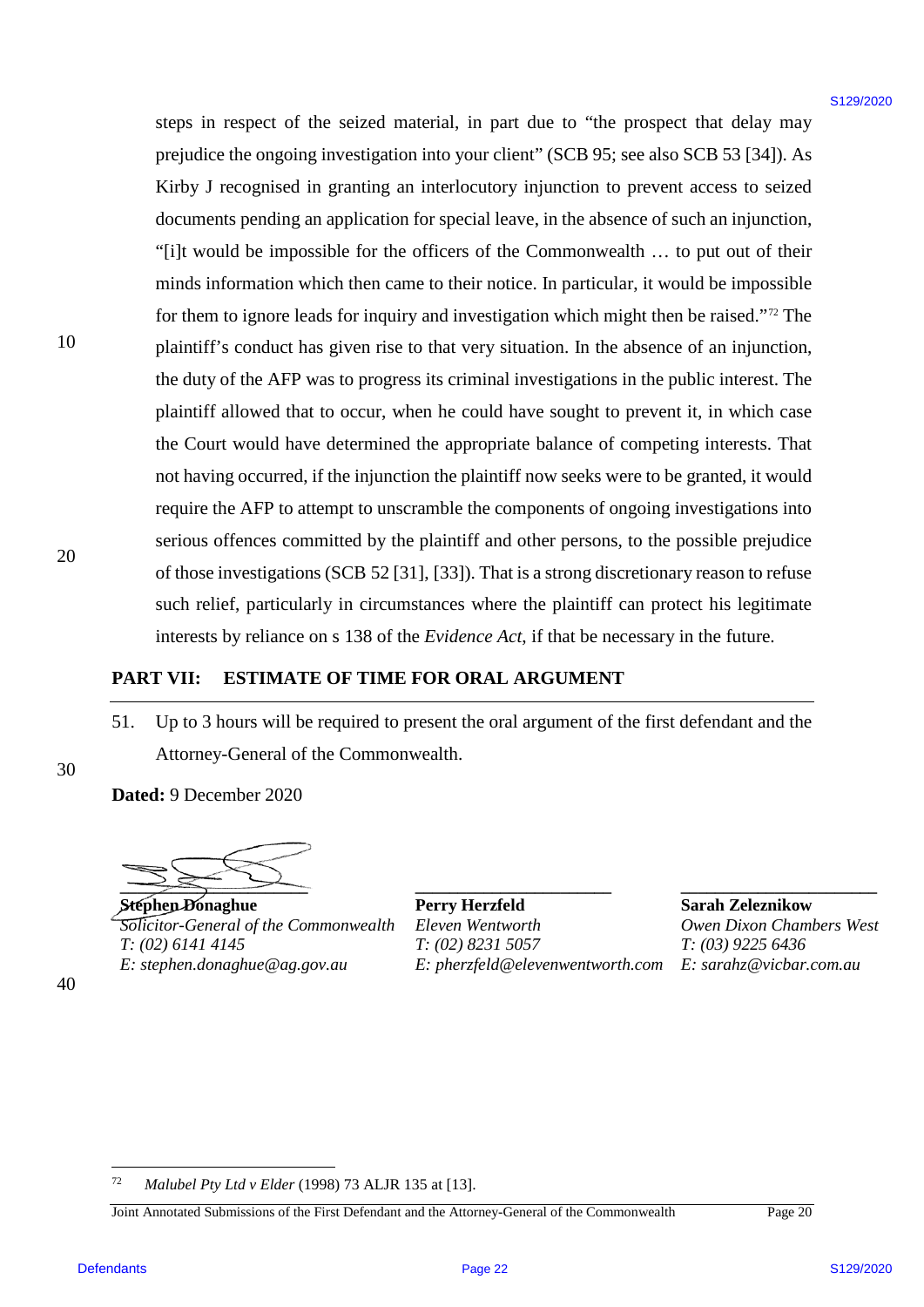steps in respect of the seized material, in part due to "the prospect that delay may prejudice the ongoing investigation into your client" (SCB 95; see also SCB 53 [34]). As Kirby J recognised in granting an interlocutory injunction to prevent access to seized documents pending an application for special leave, in the absence of such an injunction, "[i]t would be impossible for the officers of the Commonwealth … to put out of their minds information which then came to their notice. In particular, it would be impossible for them to ignore leads for inquiry and investigation which might then be raised."[72] The plaintiff's conduct has given rise to that very situation. In the absence of an injunction, the duty of the AFP was to progress its criminal investigations in the public interest. The plaintiff allowed that to occur, when he could have sought to prevent it, in which case the Court would have determined the appropriate balance of competing interests. That not having occurred, if the injunction the plaintiff now seeks were to be granted, it would require the AFP to attempt to unscramble the components of ongoing investigations into serious offences committed by the plaintiff and other persons, to the possible prejudice of those investigations (SCB 52 [31], [33]). That is a strong discretionary reason to refuse such relief, particularly in circumstances where the plaintiff can protect his legitimate interests by reliance on s 138 of the *Evidence Act*, if that be necessary in the future.

## PART VII: ESTIMATE OF TIME FOR ORAL ARGUMENT

51. Up to 3 hours will be required to present the oral argument of the first defendant and the Attorney-General of the Commonwealth.

**Dated:** 9 December 2020

| | | |
|---|---|---|
| **Stephen Donaghue** | **Perry Herzfeld** | **Sarah Zeleznikow** |
| *Solicitor-General of the Commonwealth* | *Eleven Wentworth* | *Owen Dixon Chambers West* |
| *T: (02) 6141 4145* | *T: (02) 8231 5057* | *T: (03) 9225 6436* |
| *E: stephen.donaghue@ag.gov.au* | *E: pherzfeld@elevenwentworth.com* | *E: sarahz@vicbar.com.au* |

---

[72] *Malubel Pty Ltd v Elder* (1998) 73 ALJR 135 at [13].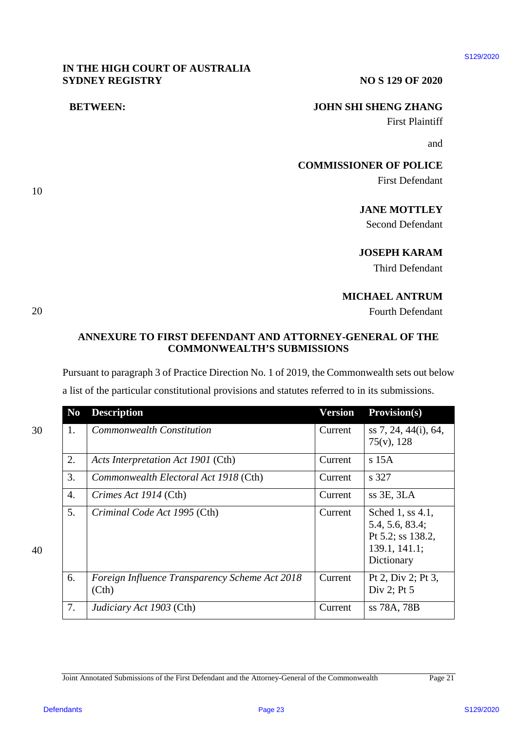**IN THE HIGH COURT OF AUSTRALIA**
**SYDNEY REGISTRY**

**NO S 129 OF 2020**

**BETWEEN:**

**JOHN SHI SHENG ZHANG**
First Plaintiff

and

**COMMISSIONER OF POLICE**
First Defendant

**JANE MOTTLEY**
Second Defendant

**JOSEPH KARAM**
Third Defendant

**MICHAEL ANTRUM**
Fourth Defendant

## ANNEXURE TO FIRST DEFENDANT AND ATTORNEY-GENERAL OF THE COMMONWEALTH'S SUBMISSIONS

Pursuant to paragraph 3 of Practice Direction No. 1 of 2019, the Commonwealth sets out below a list of the particular constitutional provisions and statutes referred to in its submissions.

| No | Description | Version | Provision(s) |
|---|---|---|---|
| 1. | *Commonwealth Constitution* | Current | ss 7, 24, 44(i), 64, 75(v), 128 |
| 2. | *Acts Interpretation Act 1901* (Cth) | Current | s 15A |
| 3. | *Commonwealth Electoral Act 1918* (Cth) | Current | s 327 |
| 4. | *Crimes Act 1914* (Cth) | Current | ss 3E, 3LA |
| 5. | *Criminal Code Act 1995* (Cth) | Current | Sched 1, ss 4.1, 5.4, 5.6, 83.4; Pt 5.2; ss 138.2, 139.1, 141.1; Dictionary |
| 6. | *Foreign Influence Transparency Scheme Act 2018* (Cth) | Current | Pt 2, Div 2; Pt 3, Div 2; Pt 5 |
| 7. | *Judiciary Act 1903* (Cth) | Current | ss 78A, 78B |